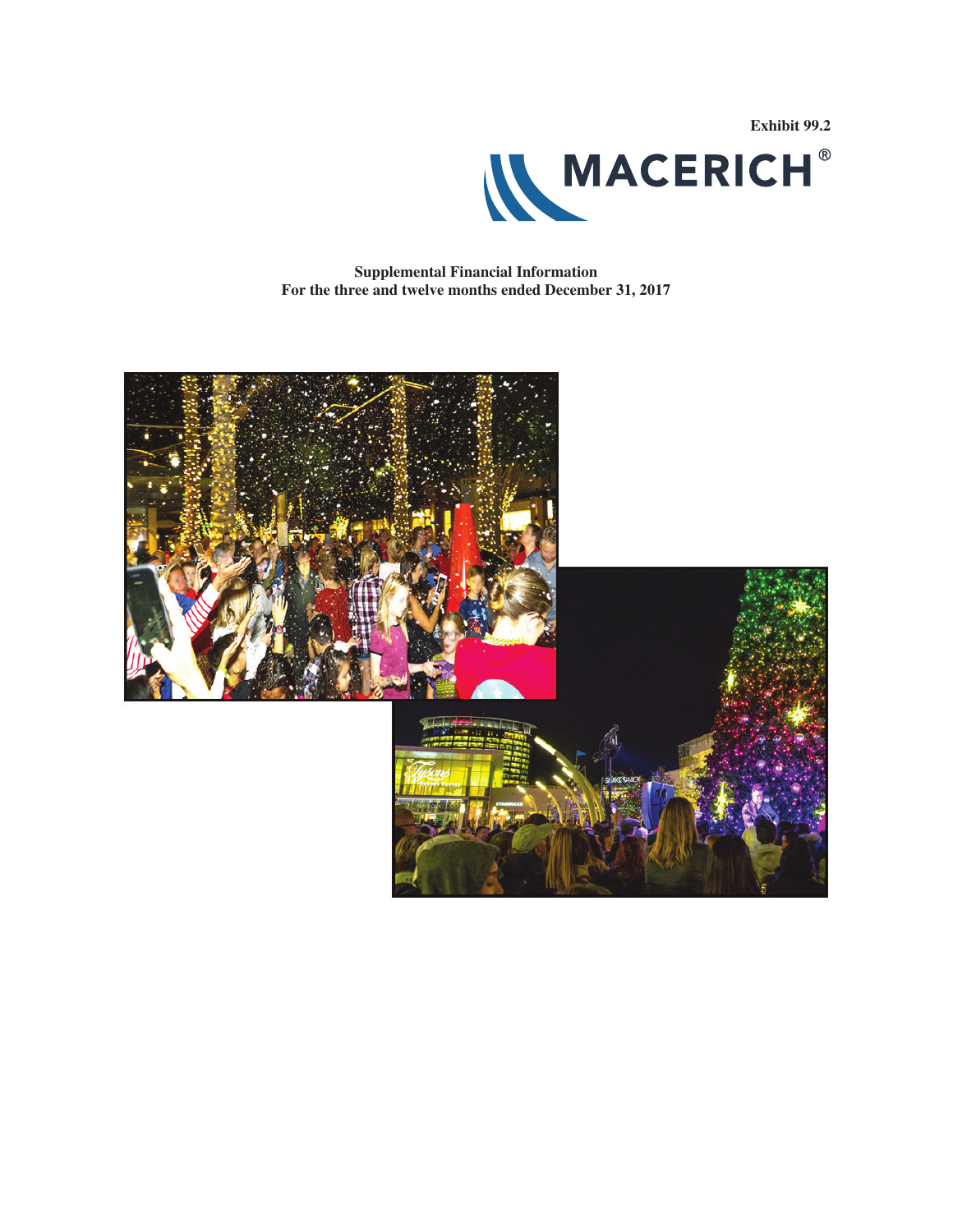Exhibit 99.2

MACERICH®

**Supplemental Financial Information**
**For the three and twelve months ended December 31, 2017**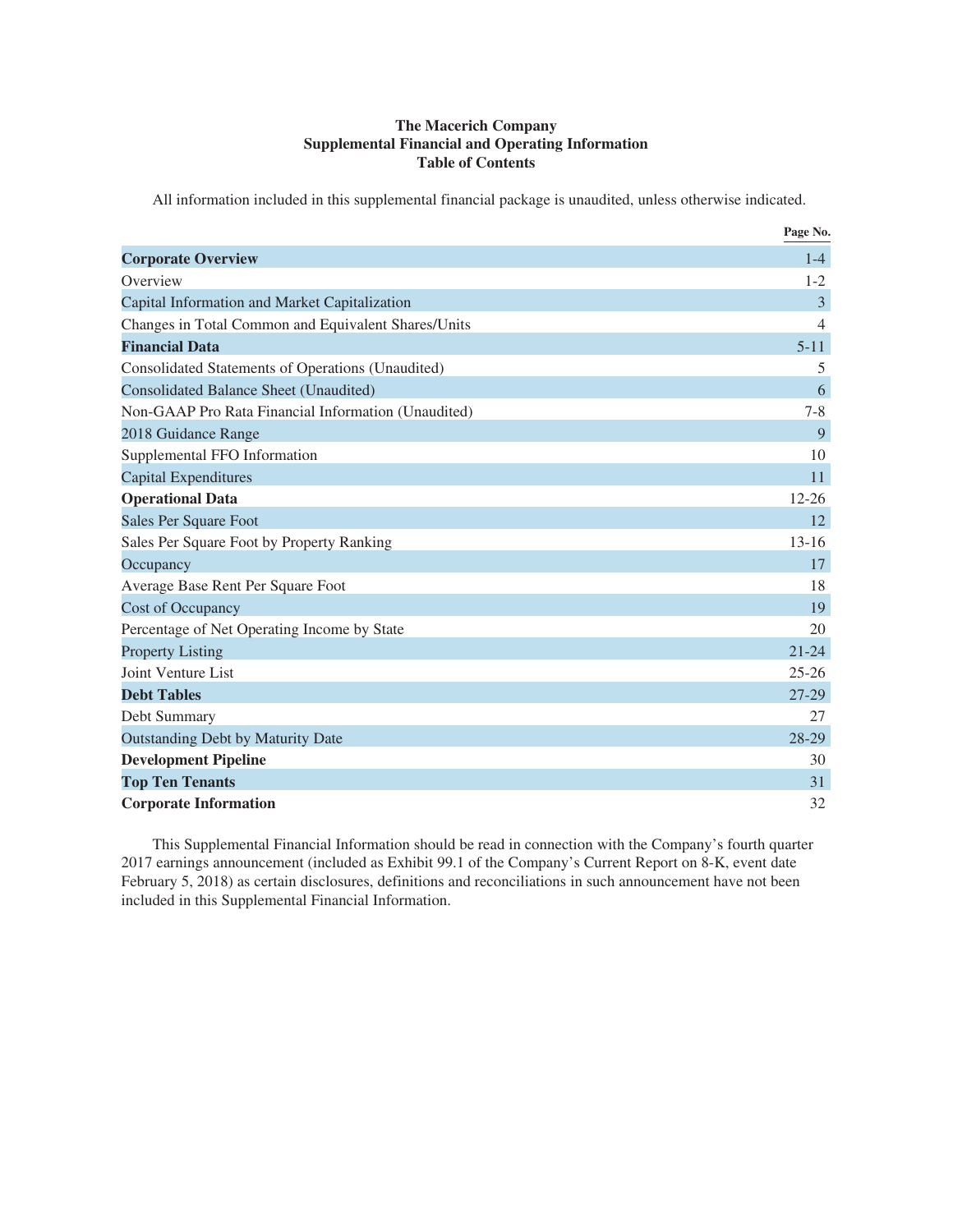# The Macerich Company
## Supplemental Financial and Operating Information
## Table of Contents

All information included in this supplemental financial package is unaudited, unless otherwise indicated.

| | Page No. |
|---|---|
| **Corporate Overview** | 1-4 |
| Overview | 1-2 |
| Capital Information and Market Capitalization | 3 |
| Changes in Total Common and Equivalent Shares/Units | 4 |
| **Financial Data** | 5-11 |
| Consolidated Statements of Operations (Unaudited) | 5 |
| Consolidated Balance Sheet (Unaudited) | 6 |
| Non-GAAP Pro Rata Financial Information (Unaudited) | 7-8 |
| 2018 Guidance Range | 9 |
| Supplemental FFO Information | 10 |
| Capital Expenditures | 11 |
| **Operational Data** | 12-26 |
| Sales Per Square Foot | 12 |
| Sales Per Square Foot by Property Ranking | 13-16 |
| Occupancy | 17 |
| Average Base Rent Per Square Foot | 18 |
| Cost of Occupancy | 19 |
| Percentage of Net Operating Income by State | 20 |
| Property Listing | 21-24 |
| Joint Venture List | 25-26 |
| **Debt Tables** | 27-29 |
| Debt Summary | 27 |
| Outstanding Debt by Maturity Date | 28-29 |
| **Development Pipeline** | 30 |
| **Top Ten Tenants** | 31 |
| **Corporate Information** | 32 |

This Supplemental Financial Information should be read in connection with the Company's fourth quarter 2017 earnings announcement (included as Exhibit 99.1 of the Company's Current Report on 8-K, event date February 5, 2018) as certain disclosures, definitions and reconciliations in such announcement have not been included in this Supplemental Financial Information.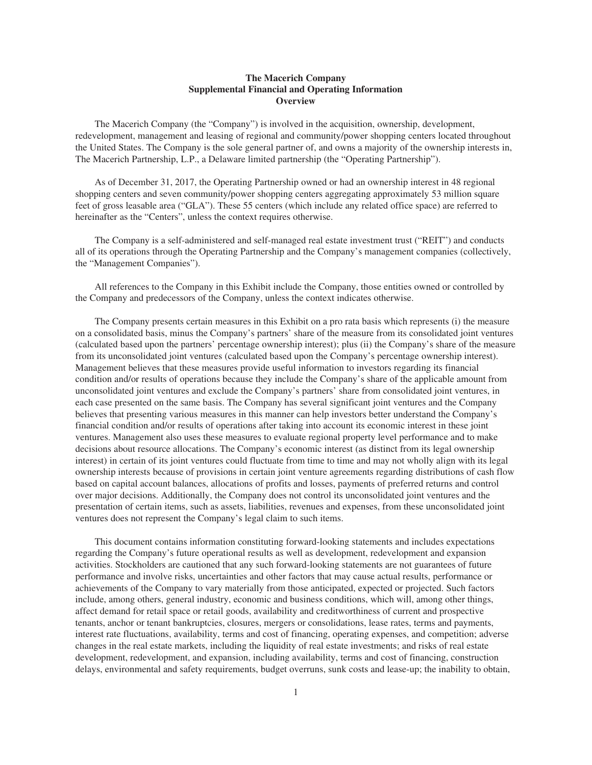**The Macerich Company**
**Supplemental Financial and Operating Information**
**Overview**

The Macerich Company (the "Company") is involved in the acquisition, ownership, development, redevelopment, management and leasing of regional and community/power shopping centers located throughout the United States. The Company is the sole general partner of, and owns a majority of the ownership interests in, The Macerich Partnership, L.P., a Delaware limited partnership (the "Operating Partnership").

As of December 31, 2017, the Operating Partnership owned or had an ownership interest in 48 regional shopping centers and seven community/power shopping centers aggregating approximately 53 million square feet of gross leasable area ("GLA"). These 55 centers (which include any related office space) are referred to hereinafter as the "Centers", unless the context requires otherwise.

The Company is a self-administered and self-managed real estate investment trust ("REIT") and conducts all of its operations through the Operating Partnership and the Company's management companies (collectively, the "Management Companies").

All references to the Company in this Exhibit include the Company, those entities owned or controlled by the Company and predecessors of the Company, unless the context indicates otherwise.

The Company presents certain measures in this Exhibit on a pro rata basis which represents (i) the measure on a consolidated basis, minus the Company's partners' share of the measure from its consolidated joint ventures (calculated based upon the partners' percentage ownership interest); plus (ii) the Company's share of the measure from its unconsolidated joint ventures (calculated based upon the Company's percentage ownership interest). Management believes that these measures provide useful information to investors regarding its financial condition and/or results of operations because they include the Company's share of the applicable amount from unconsolidated joint ventures and exclude the Company's partners' share from consolidated joint ventures, in each case presented on the same basis. The Company has several significant joint ventures and the Company believes that presenting various measures in this manner can help investors better understand the Company's financial condition and/or results of operations after taking into account its economic interest in these joint ventures. Management also uses these measures to evaluate regional property level performance and to make decisions about resource allocations. The Company's economic interest (as distinct from its legal ownership interest) in certain of its joint ventures could fluctuate from time to time and may not wholly align with its legal ownership interests because of provisions in certain joint venture agreements regarding distributions of cash flow based on capital account balances, allocations of profits and losses, payments of preferred returns and control over major decisions. Additionally, the Company does not control its unconsolidated joint ventures and the presentation of certain items, such as assets, liabilities, revenues and expenses, from these unconsolidated joint ventures does not represent the Company's legal claim to such items.

This document contains information constituting forward-looking statements and includes expectations regarding the Company's future operational results as well as development, redevelopment and expansion activities. Stockholders are cautioned that any such forward-looking statements are not guarantees of future performance and involve risks, uncertainties and other factors that may cause actual results, performance or achievements of the Company to vary materially from those anticipated, expected or projected. Such factors include, among others, general industry, economic and business conditions, which will, among other things, affect demand for retail space or retail goods, availability and creditworthiness of current and prospective tenants, anchor or tenant bankruptcies, closures, mergers or consolidations, lease rates, terms and payments, interest rate fluctuations, availability, terms and cost of financing, operating expenses, and competition; adverse changes in the real estate markets, including the liquidity of real estate investments; and risks of real estate development, redevelopment, and expansion, including availability, terms and cost of financing, construction delays, environmental and safety requirements, budget overruns, sunk costs and lease-up; the inability to obtain,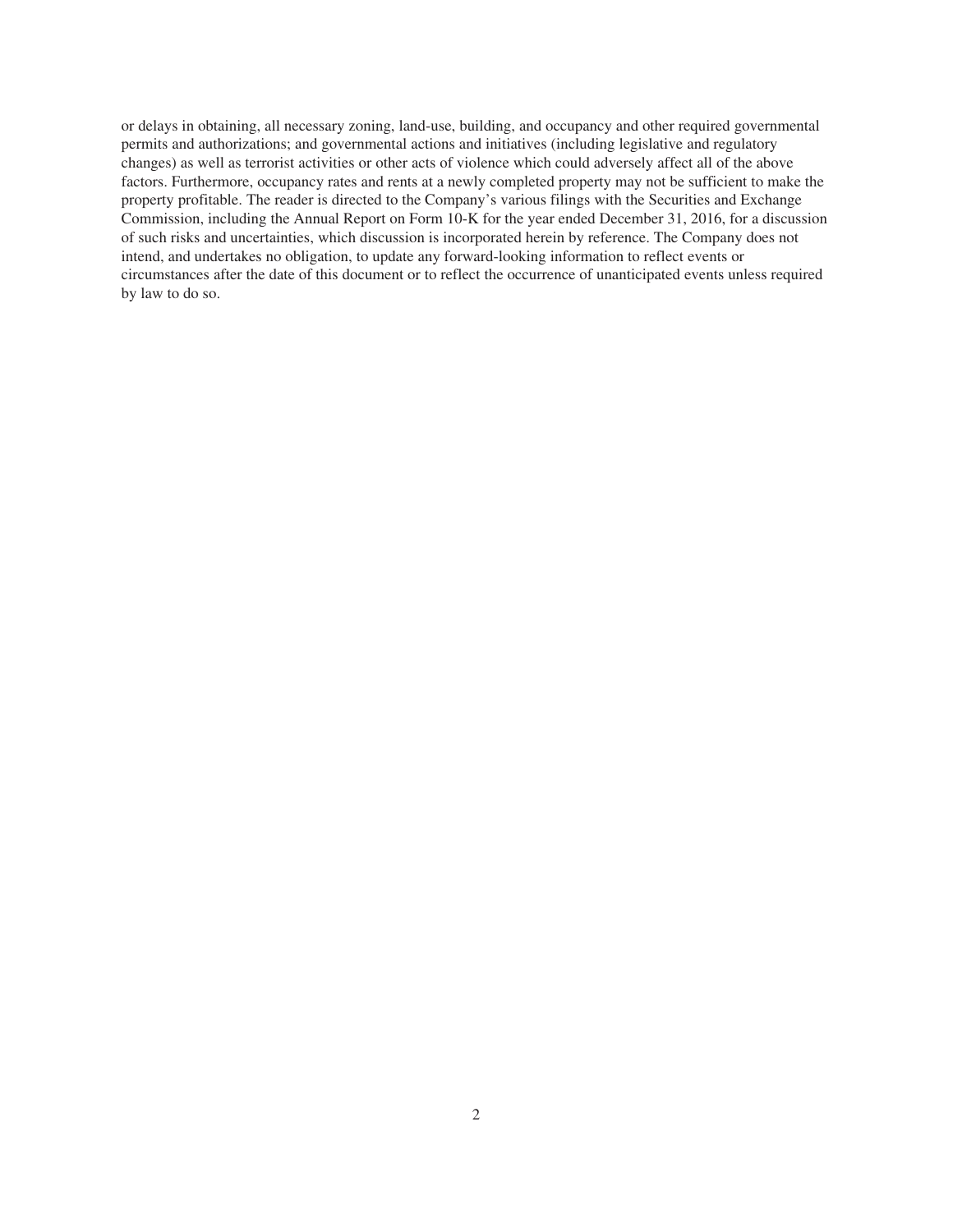or delays in obtaining, all necessary zoning, land-use, building, and occupancy and other required governmental permits and authorizations; and governmental actions and initiatives (including legislative and regulatory changes) as well as terrorist activities or other acts of violence which could adversely affect all of the above factors. Furthermore, occupancy rates and rents at a newly completed property may not be sufficient to make the property profitable. The reader is directed to the Company's various filings with the Securities and Exchange Commission, including the Annual Report on Form 10-K for the year ended December 31, 2016, for a discussion of such risks and uncertainties, which discussion is incorporated herein by reference. The Company does not intend, and undertakes no obligation, to update any forward-looking information to reflect events or circumstances after the date of this document or to reflect the occurrence of unanticipated events unless required by law to do so.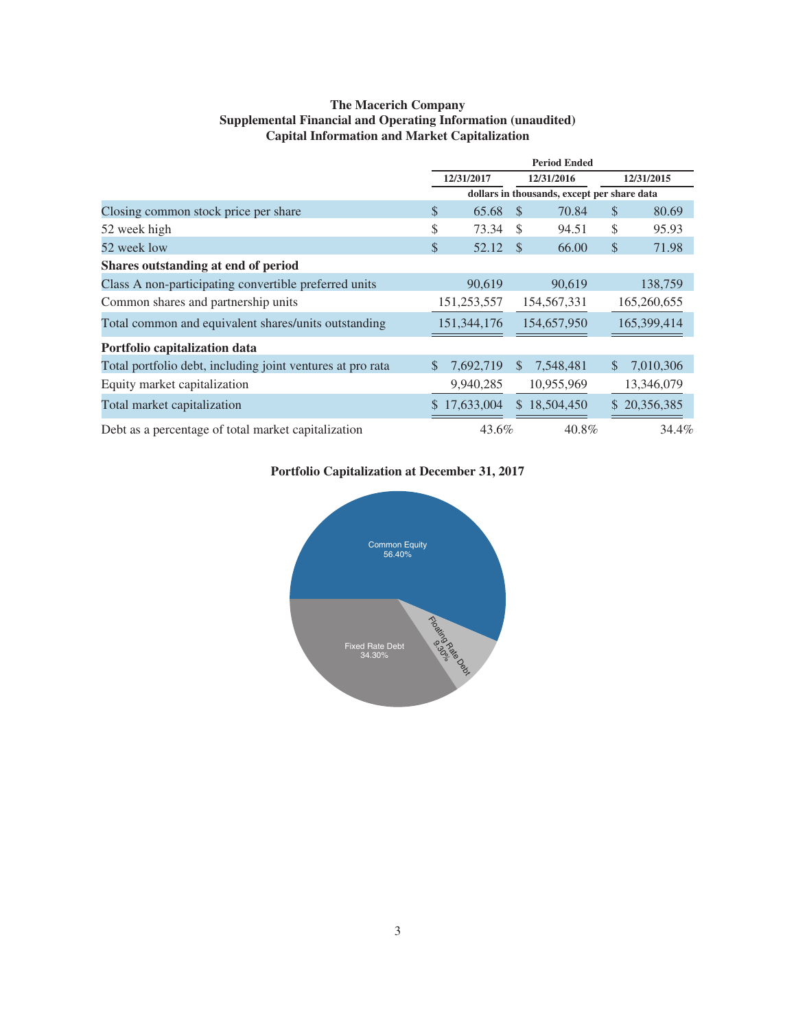**The Macerich Company**
**Supplemental Financial and Operating Information (unaudited)**
**Capital Information and Market Capitalization**

| | Period Ended | | |
|---|---|---|---|
| | 12/31/2017 | 12/31/2016 | 12/31/2015 |
| | dollars in thousands, except per share data | | |
| Closing common stock price per share | $ 65.68 | $ 70.84 | $ 80.69 |
| 52 week high | $ 73.34 | $ 94.51 | $ 95.93 |
| 52 week low | $ 52.12 | $ 66.00 | $ 71.98 |
| **Shares outstanding at end of period** | | | |
| Class A non-participating convertible preferred units | 90,619 | 90,619 | 138,759 |
| Common shares and partnership units | 151,253,557 | 154,567,331 | 165,260,655 |
| Total common and equivalent shares/units outstanding | 151,344,176 | 154,657,950 | 165,399,414 |
| **Portfolio capitalization data** | | | |
| Total portfolio debt, including joint ventures at pro rata | $ 7,692,719 | $ 7,548,481 | $ 7,010,306 |
| Equity market capitalization | 9,940,285 | 10,955,969 | 13,346,079 |
| Total market capitalization | $ 17,633,004 | $ 18,504,450 | $ 20,356,385 |
| Debt as a percentage of total market capitalization | 43.6% | 40.8% | 34.4% |

**Portfolio Capitalization at December 31, 2017**

Common Equity 56.40%

Fixed Rate Debt 34.30%

Floating Rate Debt 9.30%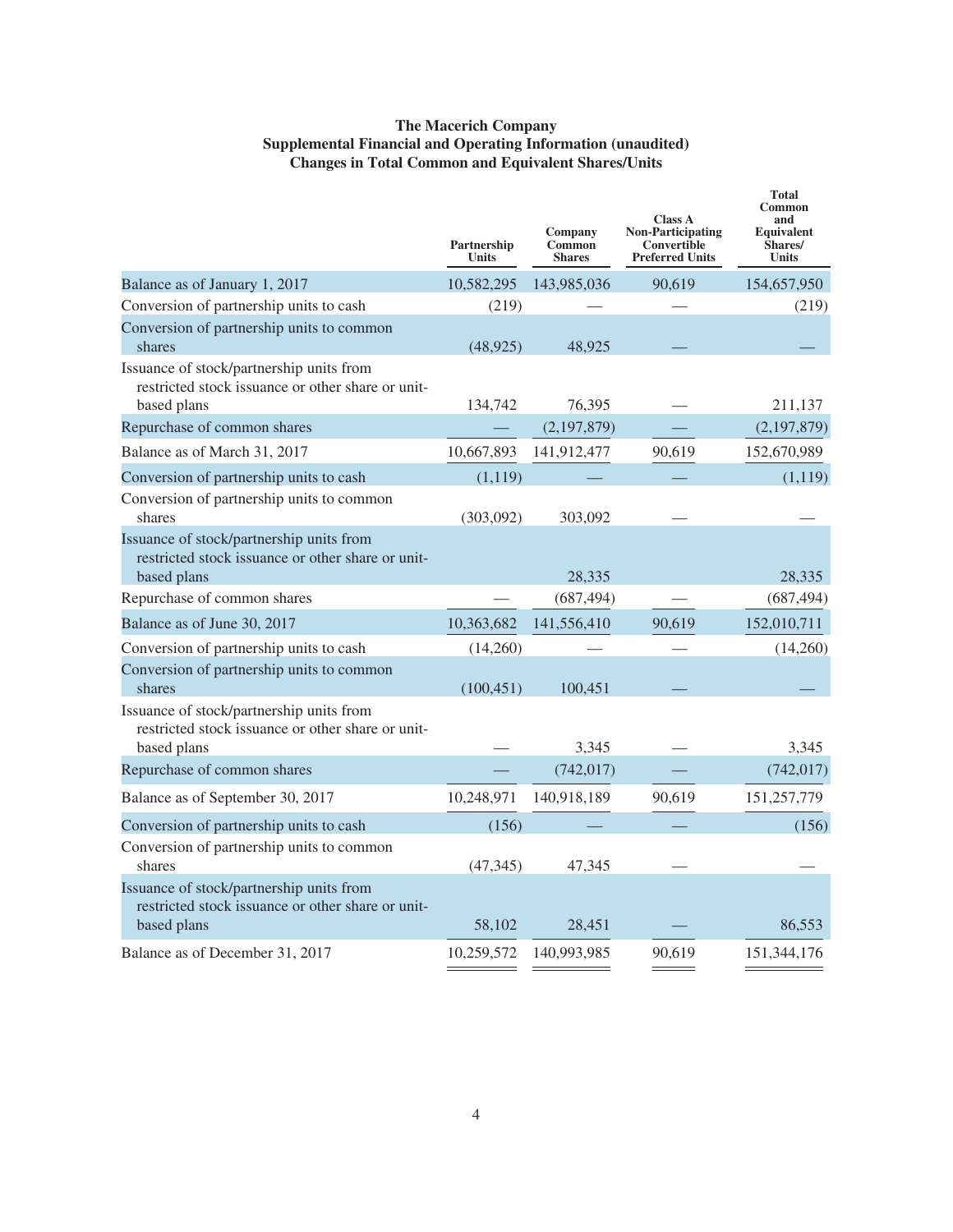**The Macerich Company**
**Supplemental Financial and Operating Information (unaudited)**
**Changes in Total Common and Equivalent Shares/Units**

| | Partnership Units | Company Common Shares | Class A Non-Participating Convertible Preferred Units | Total Common and Equivalent Shares/ Units |
|---|---|---|---|---|
| Balance as of January 1, 2017 | 10,582,295 | 143,985,036 | 90,619 | 154,657,950 |
| Conversion of partnership units to cash | (219) | — | — | (219) |
| Conversion of partnership units to common shares | (48,925) | 48,925 | — | — |
| Issuance of stock/partnership units from restricted stock issuance or other share or unit-based plans | 134,742 | 76,395 | — | 211,137 |
| Repurchase of common shares | — | (2,197,879) | — | (2,197,879) |
| Balance as of March 31, 2017 | 10,667,893 | 141,912,477 | 90,619 | 152,670,989 |
| Conversion of partnership units to cash | (1,119) | — | — | (1,119) |
| Conversion of partnership units to common shares | (303,092) | 303,092 | — | — |
| Issuance of stock/partnership units from restricted stock issuance or other share or unit-based plans | | 28,335 | | 28,335 |
| Repurchase of common shares | — | (687,494) | — | (687,494) |
| Balance as of June 30, 2017 | 10,363,682 | 141,556,410 | 90,619 | 152,010,711 |
| Conversion of partnership units to cash | (14,260) | — | — | (14,260) |
| Conversion of partnership units to common shares | (100,451) | 100,451 | — | — |
| Issuance of stock/partnership units from restricted stock issuance or other share or unit-based plans | — | 3,345 | — | 3,345 |
| Repurchase of common shares | — | (742,017) | — | (742,017) |
| Balance as of September 30, 2017 | 10,248,971 | 140,918,189 | 90,619 | 151,257,779 |
| Conversion of partnership units to cash | (156) | — | — | (156) |
| Conversion of partnership units to common shares | (47,345) | 47,345 | — | — |
| Issuance of stock/partnership units from restricted stock issuance or other share or unit-based plans | 58,102 | 28,451 | — | 86,553 |
| Balance as of December 31, 2017 | 10,259,572 | 140,993,985 | 90,619 | 151,344,176 |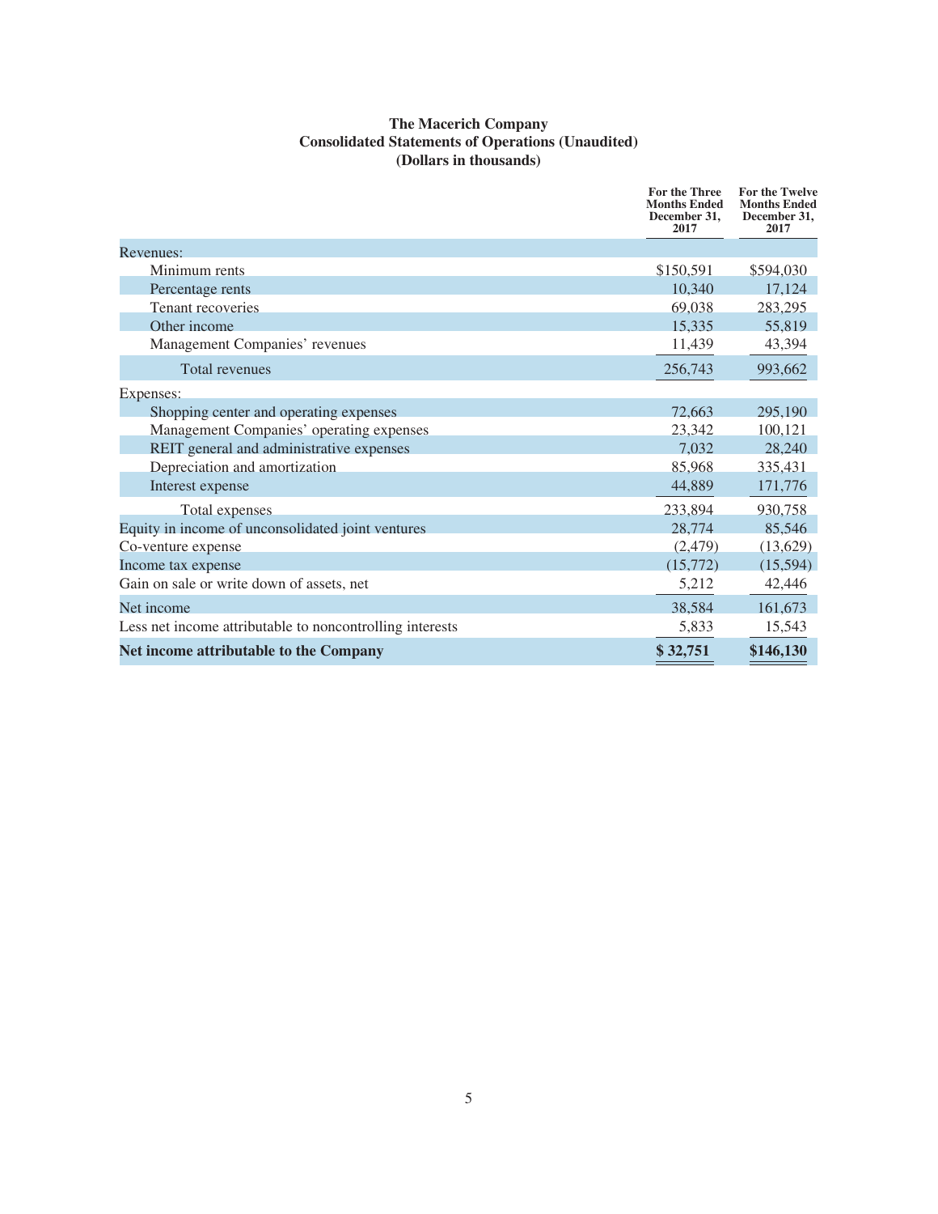**The Macerich Company**
**Consolidated Statements of Operations (Unaudited)**
**(Dollars in thousands)**

| | For the Three Months Ended December 31, 2017 | For the Twelve Months Ended December 31, 2017 |
|---|---|---|
| Revenues: | | |
| Minimum rents | $150,591 | $594,030 |
| Percentage rents | 10,340 | 17,124 |
| Tenant recoveries | 69,038 | 283,295 |
| Other income | 15,335 | 55,819 |
| Management Companies' revenues | 11,439 | 43,394 |
| Total revenues | 256,743 | 993,662 |
| Expenses: | | |
| Shopping center and operating expenses | 72,663 | 295,190 |
| Management Companies' operating expenses | 23,342 | 100,121 |
| REIT general and administrative expenses | 7,032 | 28,240 |
| Depreciation and amortization | 85,968 | 335,431 |
| Interest expense | 44,889 | 171,776 |
| Total expenses | 233,894 | 930,758 |
| Equity in income of unconsolidated joint ventures | 28,774 | 85,546 |
| Co-venture expense | (2,479) | (13,629) |
| Income tax expense | (15,772) | (15,594) |
| Gain on sale or write down of assets, net | 5,212 | 42,446 |
| Net income | 38,584 | 161,673 |
| Less net income attributable to noncontrolling interests | 5,833 | 15,543 |
| **Net income attributable to the Company** | **$ 32,751** | **$146,130** |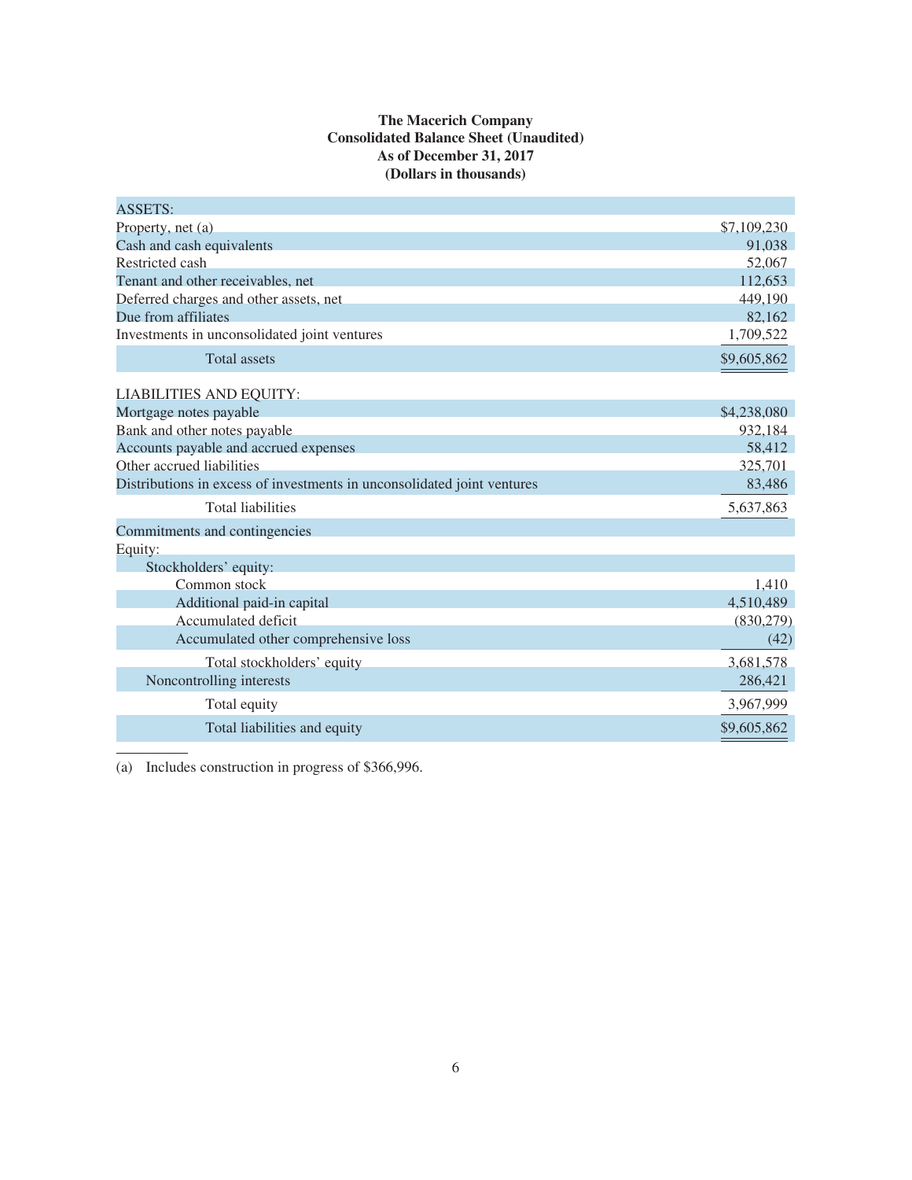**The Macerich Company**
**Consolidated Balance Sheet (Unaudited)**
**As of December 31, 2017**
**(Dollars in thousands)**

| | |
|---|---|
| ASSETS: | |
| Property, net (a) | $7,109,230 |
| Cash and cash equivalents | 91,038 |
| Restricted cash | 52,067 |
| Tenant and other receivables, net | 112,653 |
| Deferred charges and other assets, net | 449,190 |
| Due from affiliates | 82,162 |
| Investments in unconsolidated joint ventures | 1,709,522 |
| Total assets | $9,605,862 |
| LIABILITIES AND EQUITY: | |
| Mortgage notes payable | $4,238,080 |
| Bank and other notes payable | 932,184 |
| Accounts payable and accrued expenses | 58,412 |
| Other accrued liabilities | 325,701 |
| Distributions in excess of investments in unconsolidated joint ventures | 83,486 |
| Total liabilities | 5,637,863 |
| Commitments and contingencies | |
| Equity: | |
| Stockholders' equity: | |
| Common stock | 1,410 |
| Additional paid-in capital | 4,510,489 |
| Accumulated deficit | (830,279) |
| Accumulated other comprehensive loss | (42) |
| Total stockholders' equity | 3,681,578 |
| Noncontrolling interests | 286,421 |
| Total equity | 3,967,999 |
| Total liabilities and equity | $9,605,862 |

(a) Includes construction in progress of $366,996.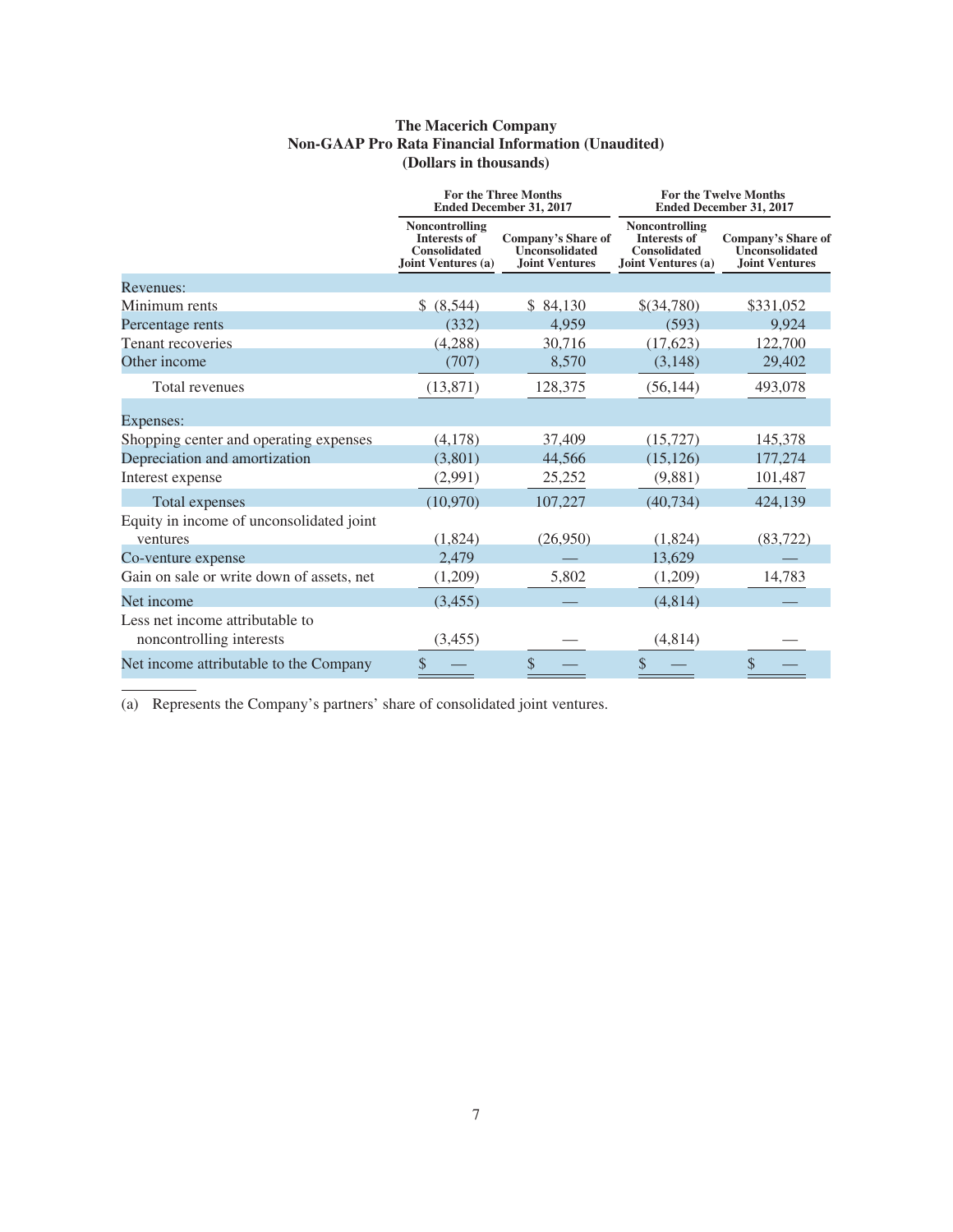**The Macerich Company**
**Non-GAAP Pro Rata Financial Information (Unaudited)**
**(Dollars in thousands)**

| | For the Three Months Ended December 31, 2017 | | For the Twelve Months Ended December 31, 2017 | |
|---|---|---|---|---|
| | Noncontrolling Interests of Consolidated Joint Ventures (a) | Company's Share of Unconsolidated Joint Ventures | Noncontrolling Interests of Consolidated Joint Ventures (a) | Company's Share of Unconsolidated Joint Ventures |
| Revenues: | | | | |
| Minimum rents | $ (8,544) | $ 84,130 | $(34,780) | $331,052 |
| Percentage rents | (332) | 4,959 | (593) | 9,924 |
| Tenant recoveries | (4,288) | 30,716 | (17,623) | 122,700 |
| Other income | (707) | 8,570 | (3,148) | 29,402 |
| Total revenues | (13,871) | 128,375 | (56,144) | 493,078 |
| Expenses: | | | | |
| Shopping center and operating expenses | (4,178) | 37,409 | (15,727) | 145,378 |
| Depreciation and amortization | (3,801) | 44,566 | (15,126) | 177,274 |
| Interest expense | (2,991) | 25,252 | (9,881) | 101,487 |
| Total expenses | (10,970) | 107,227 | (40,734) | 424,139 |
| Equity in income of unconsolidated joint ventures | (1,824) | (26,950) | (1,824) | (83,722) |
| Co-venture expense | 2,479 | — | 13,629 | — |
| Gain on sale or write down of assets, net | (1,209) | 5,802 | (1,209) | 14,783 |
| Net income | (3,455) | — | (4,814) | — |
| Less net income attributable to noncontrolling interests | (3,455) | — | (4,814) | — |
| Net income attributable to the Company | $ — | $ — | $ — | $ — |

(a) Represents the Company's partners' share of consolidated joint ventures.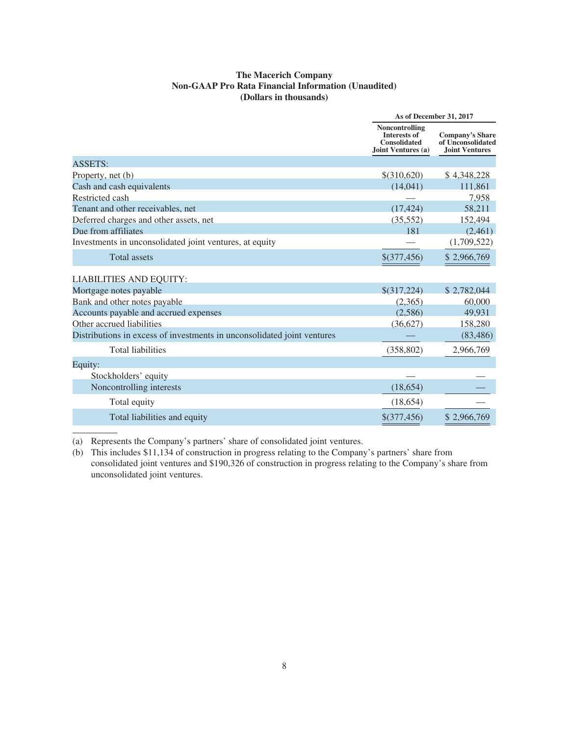**The Macerich Company**
**Non-GAAP Pro Rata Financial Information (Unaudited)**
**(Dollars in thousands)**

| | As of December 31, 2017 | |
|---|---|---|
| | Noncontrolling Interests of Consolidated Joint Ventures (a) | Company's Share of Unconsolidated Joint Ventures |
| ASSETS: | | |
| Property, net (b) | $(310,620) | $ 4,348,228 |
| Cash and cash equivalents | (14,041) | 111,861 |
| Restricted cash | — | 7,958 |
| Tenant and other receivables, net | (17,424) | 58,211 |
| Deferred charges and other assets, net | (35,552) | 152,494 |
| Due from affiliates | 181 | (2,461) |
| Investments in unconsolidated joint ventures, at equity | — | (1,709,522) |
| Total assets | $(377,456) | $ 2,966,769 |
| LIABILITIES AND EQUITY: | | |
| Mortgage notes payable | $(317,224) | $ 2,782,044 |
| Bank and other notes payable | (2,365) | 60,000 |
| Accounts payable and accrued expenses | (2,586) | 49,931 |
| Other accrued liabilities | (36,627) | 158,280 |
| Distributions in excess of investments in unconsolidated joint ventures | — | (83,486) |
| Total liabilities | (358,802) | 2,966,769 |
| Equity: | | |
| Stockholders' equity | — | — |
| Noncontrolling interests | (18,654) | — |
| Total equity | (18,654) | — |
| Total liabilities and equity | $(377,456) | $ 2,966,769 |

(a) Represents the Company's partners' share of consolidated joint ventures.

(b) This includes $11,134 of construction in progress relating to the Company's partners' share from consolidated joint ventures and $190,326 of construction in progress relating to the Company's share from unconsolidated joint ventures.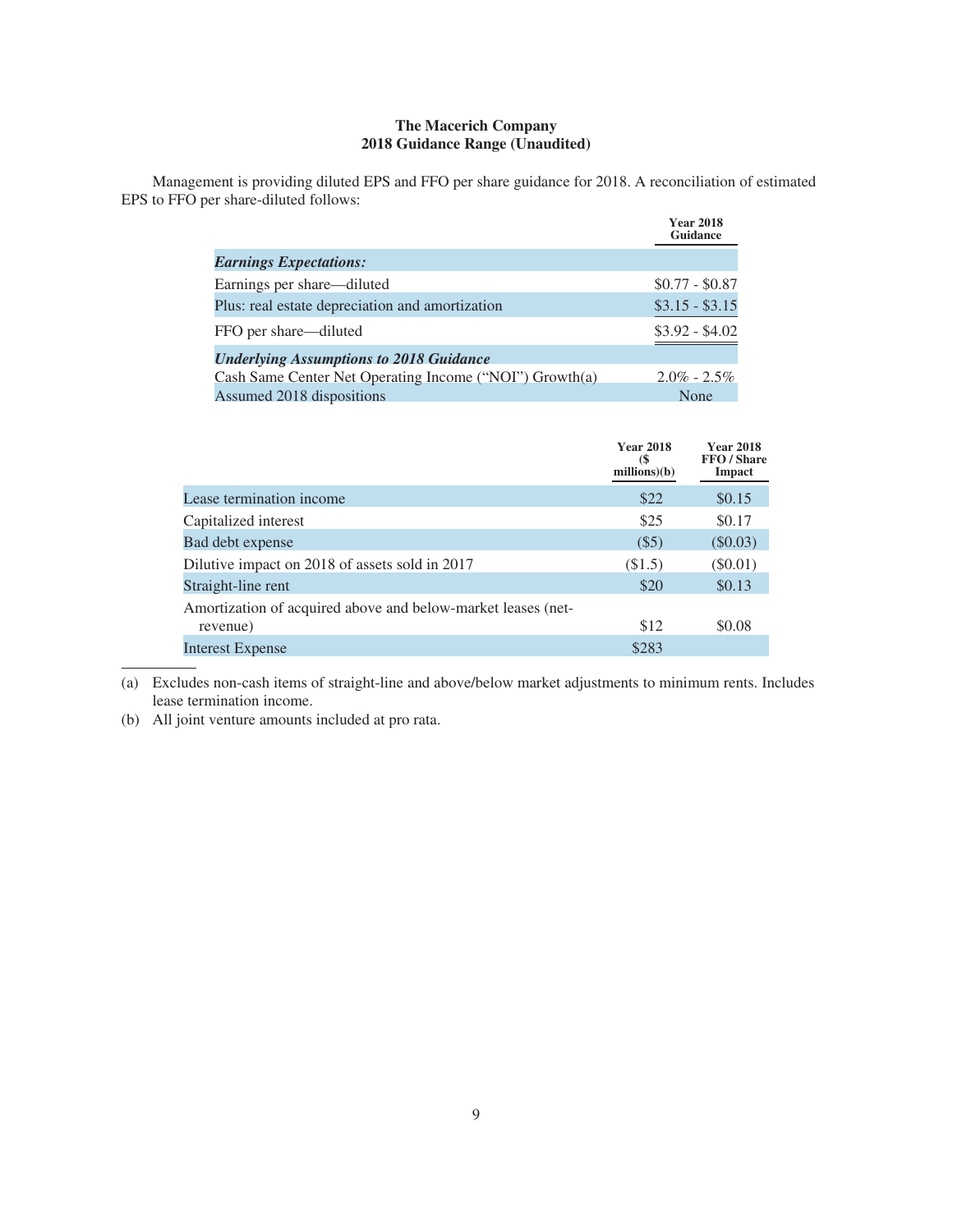**The Macerich Company**
**2018 Guidance Range (Unaudited)**

Management is providing diluted EPS and FFO per share guidance for 2018. A reconciliation of estimated EPS to FFO per share-diluted follows:

| | Year 2018 Guidance |
|---|---|
| ***Earnings Expectations:*** | |
| Earnings per share—diluted | $0.77 - $0.87 |
| Plus: real estate depreciation and amortization | $3.15 - $3.15 |
| FFO per share—diluted | $3.92 - $4.02 |
| ***Underlying Assumptions to 2018 Guidance*** | |
| Cash Same Center Net Operating Income ("NOI") Growth(a) | 2.0% - 2.5% |
| Assumed 2018 dispositions | None |

| | Year 2018 ($ millions)(b) | Year 2018 FFO / Share Impact |
|---|---|---|
| Lease termination income | $22 | $0.15 |
| Capitalized interest | $25 | $0.17 |
| Bad debt expense | ($5) | ($0.03) |
| Dilutive impact on 2018 of assets sold in 2017 | ($1.5) | ($0.01) |
| Straight-line rent | $20 | $0.13 |
| Amortization of acquired above and below-market leases (net-revenue) | $12 | $0.08 |
| Interest Expense | $283 | |

(a) Excludes non-cash items of straight-line and above/below market adjustments to minimum rents. Includes lease termination income.

(b) All joint venture amounts included at pro rata.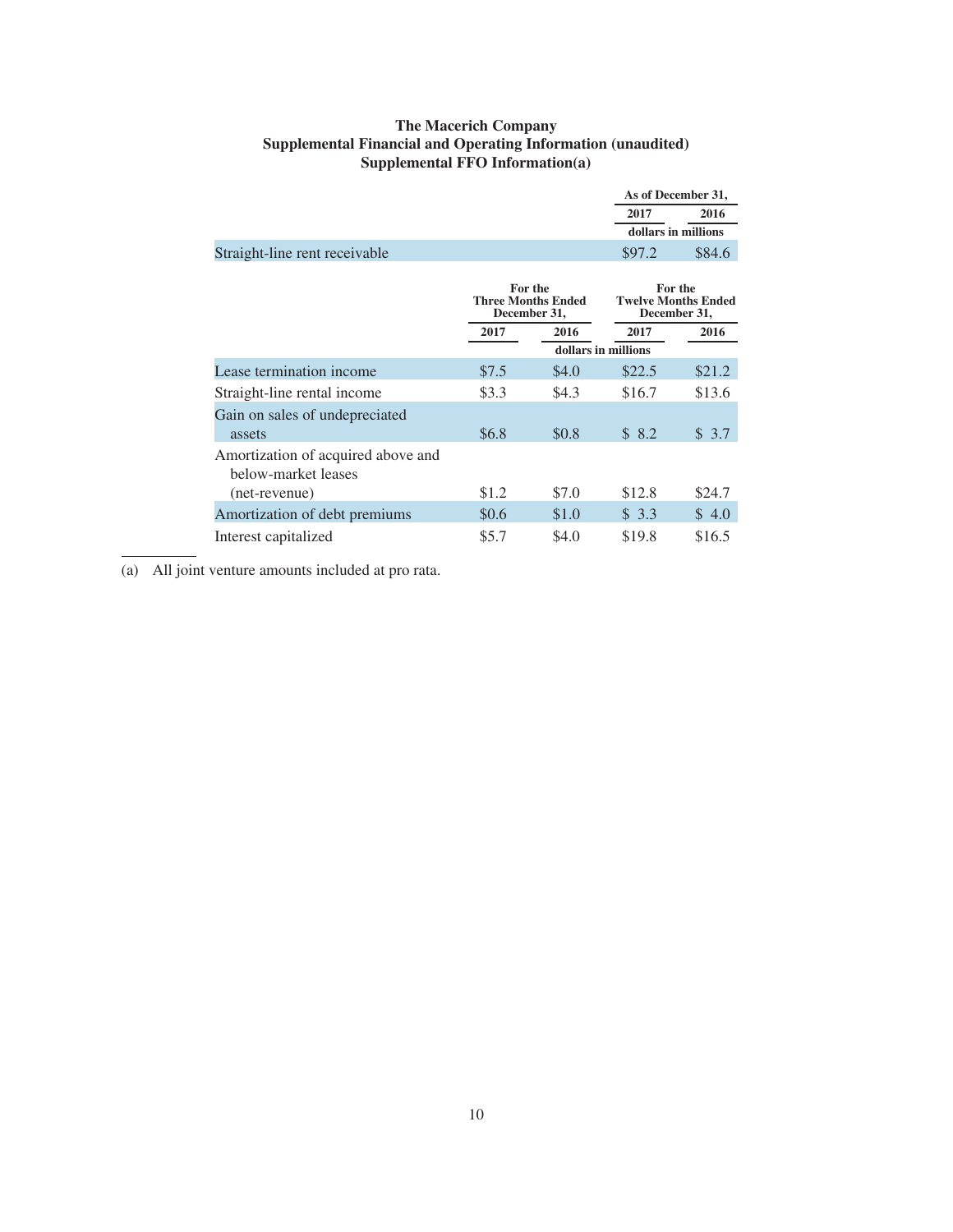**The Macerich Company**
**Supplemental Financial and Operating Information (unaudited)**
**Supplemental FFO Information(a)**

| | As of December 31, | |
|---|---|---|
| | 2017 | 2016 |
| | dollars in millions | |
| Straight-line rent receivable | $97.2 | $84.6 |

| | For the Three Months Ended December 31, | | For the Twelve Months Ended December 31, | |
|---|---|---|---|---|
| | 2017 | 2016 | 2017 | 2016 |
| | dollars in millions | | | |
| Lease termination income | $7.5 | $4.0 | $22.5 | $21.2 |
| Straight-line rental income | $3.3 | $4.3 | $16.7 | $13.6 |
| Gain on sales of undepreciated assets | $6.8 | $0.8 | $ 8.2 | $ 3.7 |
| Amortization of acquired above and below-market leases (net-revenue) | $1.2 | $7.0 | $12.8 | $24.7 |
| Amortization of debt premiums | $0.6 | $1.0 | $ 3.3 | $ 4.0 |
| Interest capitalized | $5.7 | $4.0 | $19.8 | $16.5 |

(a) All joint venture amounts included at pro rata.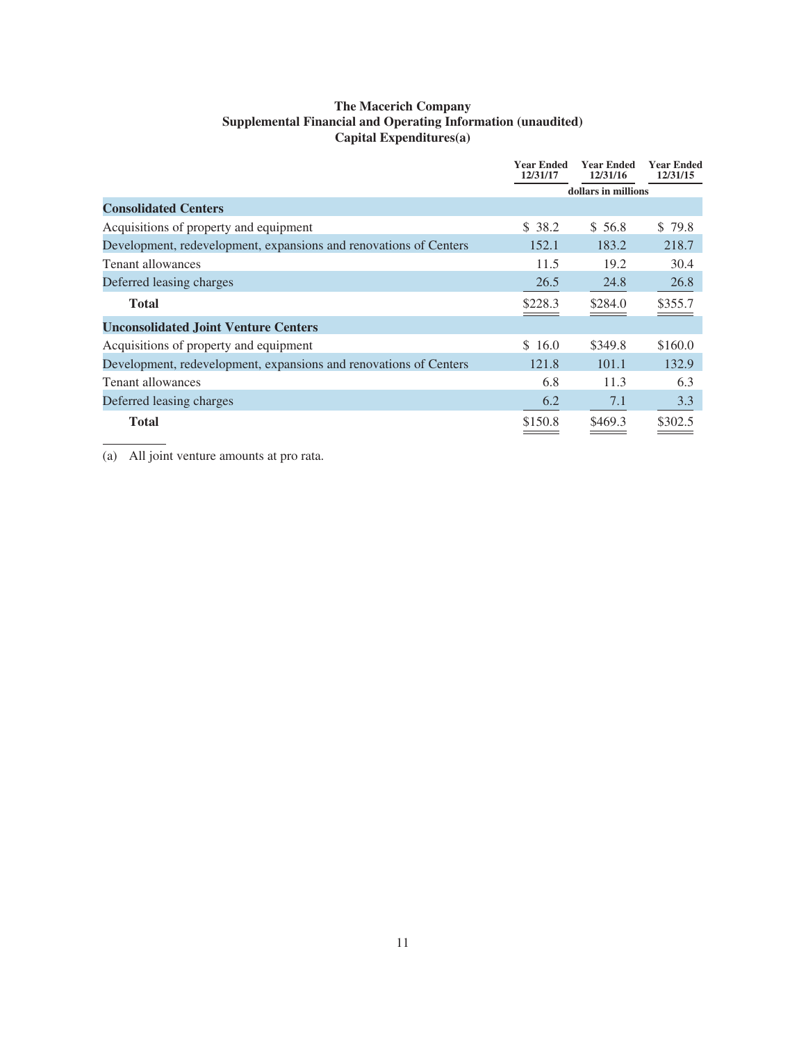**The Macerich Company**
**Supplemental Financial and Operating Information (unaudited)**
**Capital Expenditures(a)**

| | Year Ended 12/31/17 | Year Ended 12/31/16 | Year Ended 12/31/15 |
|---|---|---|---|
| | dollars in millions | | |
| **Consolidated Centers** | | | |
| Acquisitions of property and equipment | $ 38.2 | $ 56.8 | $ 79.8 |
| Development, redevelopment, expansions and renovations of Centers | 152.1 | 183.2 | 218.7 |
| Tenant allowances | 11.5 | 19.2 | 30.4 |
| Deferred leasing charges | 26.5 | 24.8 | 26.8 |
| **Total** | $228.3 | $284.0 | $355.7 |
| **Unconsolidated Joint Venture Centers** | | | |
| Acquisitions of property and equipment | $ 16.0 | $349.8 | $160.0 |
| Development, redevelopment, expansions and renovations of Centers | 121.8 | 101.1 | 132.9 |
| Tenant allowances | 6.8 | 11.3 | 6.3 |
| Deferred leasing charges | 6.2 | 7.1 | 3.3 |
| **Total** | $150.8 | $469.3 | $302.5 |

(a) All joint venture amounts at pro rata.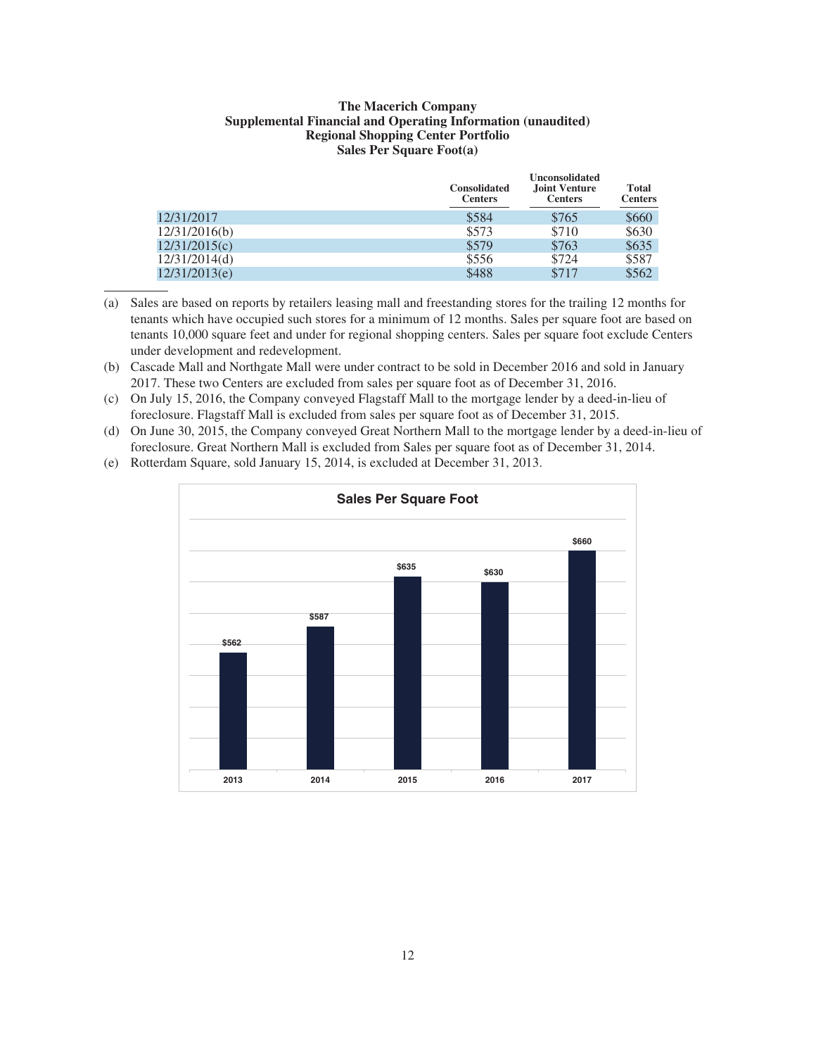**The Macerich Company**
**Supplemental Financial and Operating Information (unaudited)**
**Regional Shopping Center Portfolio**
**Sales Per Square Foot(a)**

| | Consolidated Centers | Unconsolidated Joint Venture Centers | Total Centers |
|---|---|---|---|
| 12/31/2017 | $584 | $765 | $660 |
| 12/31/2016(b) | $573 | $710 | $630 |
| 12/31/2015(c) | $579 | $763 | $635 |
| 12/31/2014(d) | $556 | $724 | $587 |
| 12/31/2013(e) | $488 | $717 | $562 |

(a) Sales are based on reports by retailers leasing mall and freestanding stores for the trailing 12 months for tenants which have occupied such stores for a minimum of 12 months. Sales per square foot are based on tenants 10,000 square feet and under for regional shopping centers. Sales per square foot exclude Centers under development and redevelopment.

(b) Cascade Mall and Northgate Mall were under contract to be sold in December 2016 and sold in January 2017. These two Centers are excluded from sales per square foot as of December 31, 2016.

(c) On July 15, 2016, the Company conveyed Flagstaff Mall to the mortgage lender by a deed-in-lieu of foreclosure. Flagstaff Mall is excluded from sales per square foot as of December 31, 2015.

(d) On June 30, 2015, the Company conveyed Great Northern Mall to the mortgage lender by a deed-in-lieu of foreclosure. Great Northern Mall is excluded from Sales per square foot as of December 31, 2014.

(e) Rotterdam Square, sold January 15, 2014, is excluded at December 31, 2013.

**Sales Per Square Foot**

| Year | Sales Per Square Foot |
|---|---|
| 2013 | $562 |
| 2014 | $587 |
| 2015 | $635 |
| 2016 | $630 |
| 2017 | $660 |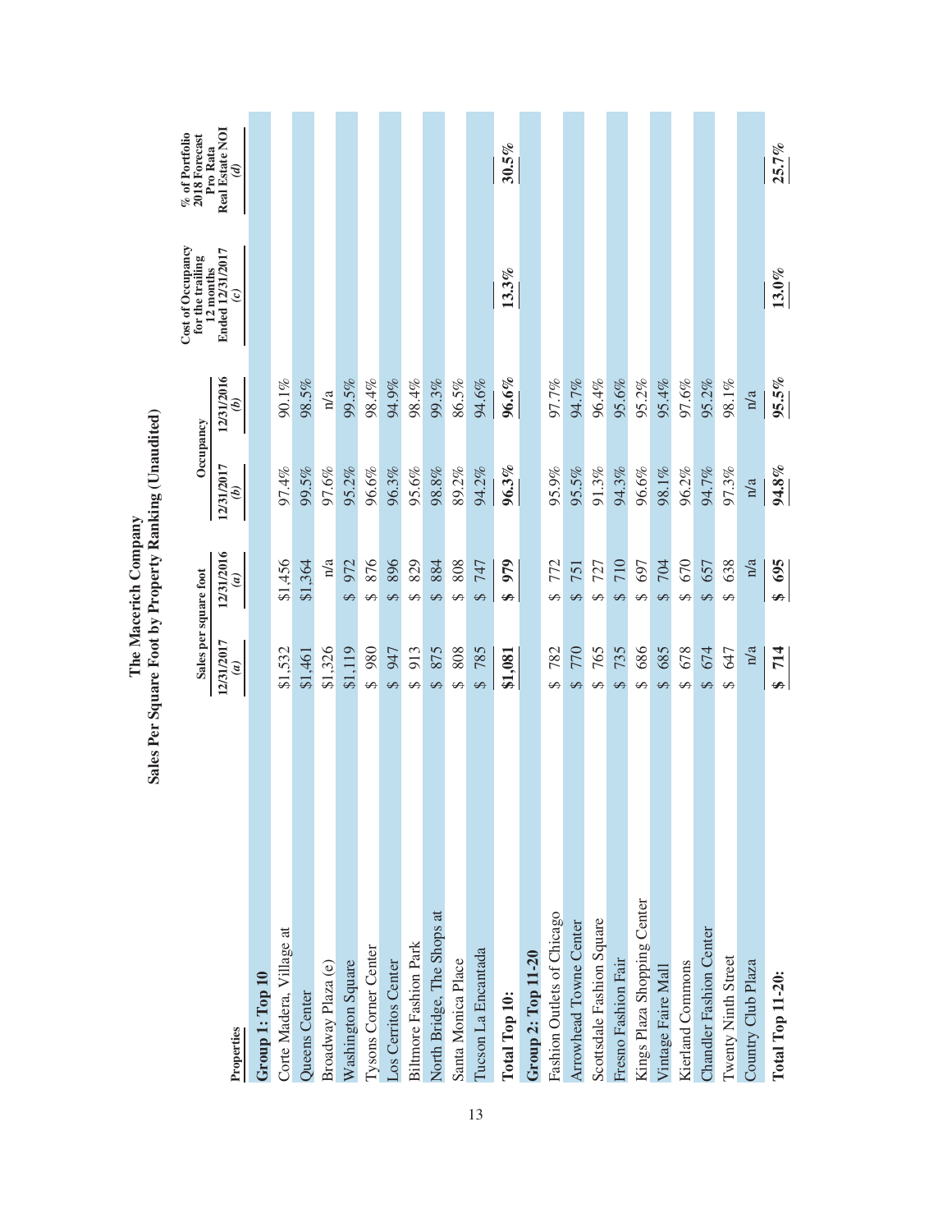# The Macerich Company
## Sales Per Square Foot by Property Ranking (Unaudited)

| Properties | Sales per square foot | | Occupancy | | Cost of Occupancy for the trailing 12 months Ended 12/31/2017 | % of Portfolio 2018 Forecast Pro Rata Real Estate NOI |
|---|---|---|---|---|---|---|
| | 12/31/2017 (a) | 12/31/2016 (a) | 12/31/2017 (b) | 12/31/2016 (b) | (c) | (d) |
| **Group 1: Top 10** | | | | | | |
| Corte Madera, Village at | $1,532 | $1,456 | 97.4% | 90.1% | | |
| Queens Center | $1,461 | $1,364 | 99.5% | 98.5% | | |
| Broadway Plaza (e) | $1,326 | n/a | 97.6% | n/a | | |
| Washington Square | $1,119 | $ 972 | 95.2% | 99.5% | | |
| Tysons Corner Center | $ 980 | $ 876 | 96.6% | 98.4% | | |
| Los Cerritos Center | $ 947 | $ 896 | 96.3% | 94.9% | | |
| Biltmore Fashion Park | $ 913 | $ 829 | 95.6% | 98.4% | | |
| North Bridge, The Shops at | $ 875 | $ 884 | 98.8% | 99.3% | | |
| Santa Monica Place | $ 808 | $ 808 | 89.2% | 86.5% | | |
| Tucson La Encantada | $ 785 | $ 747 | 94.2% | 94.6% | | |
| **Total Top 10:** | **$1,081** | **$ 979** | **96.3%** | **96.6%** | **13.3%** | **30.5%** |
| **Group 2: Top 11-20** | | | | | | |
| Fashion Outlets of Chicago | $ 782 | $ 772 | 95.9% | 97.7% | | |
| Arrowhead Towne Center | $ 770 | $ 751 | 95.5% | 94.7% | | |
| Scottsdale Fashion Square | $ 765 | $ 727 | 91.3% | 96.4% | | |
| Fresno Fashion Fair | $ 735 | $ 710 | 94.3% | 95.6% | | |
| Kings Plaza Shopping Center | $ 686 | $ 697 | 96.6% | 95.2% | | |
| Vintage Faire Mall | $ 685 | $ 704 | 98.1% | 95.4% | | |
| Kierland Commons | $ 678 | $ 670 | 96.2% | 97.6% | | |
| Chandler Fashion Center | $ 674 | $ 657 | 94.7% | 95.2% | | |
| Twenty Ninth Street | $ 647 | $ 638 | 97.3% | 98.1% | | |
| Country Club Plaza | n/a | n/a | n/a | n/a | | |
| **Total Top 11-20:** | **$ 714** | **$ 695** | **94.8%** | **95.5%** | **13.0%** | **25.7%** |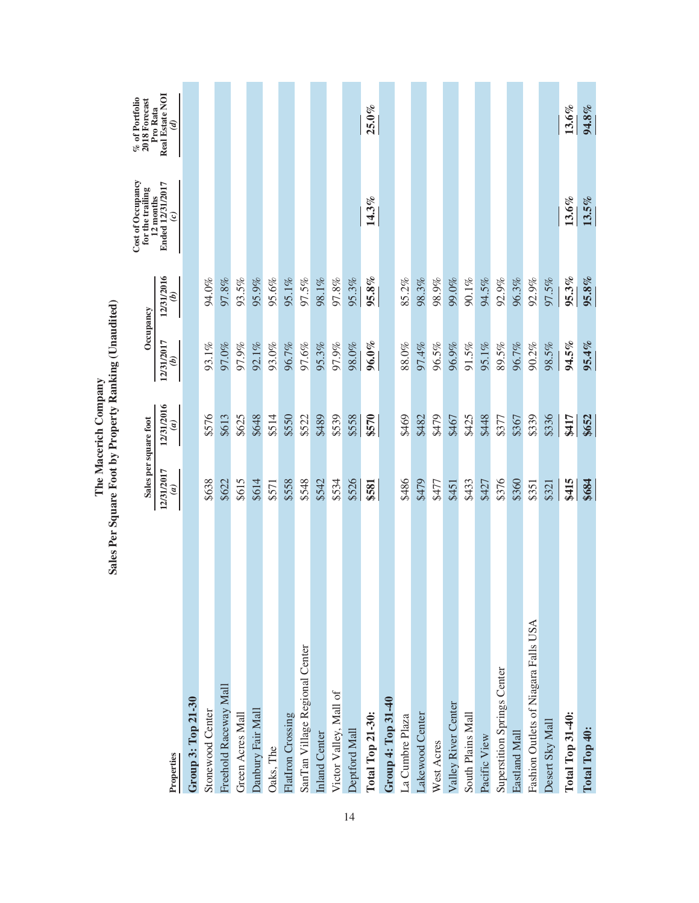# The Macerich Company

## Sales Per Square Foot by Property Ranking (Unaudited)

| Properties | Sales per square foot | | Occupancy | | Cost of Occupancy for the trailing 12 months Ended 12/31/2017 | % of Portfolio 2018 Forecast Pro Rata Real Estate NOI |
|---|---|---|---|---|---|---|
| | 12/31/2017 *(a)* | 12/31/2016 *(a)* | 12/31/2017 *(b)* | 12/31/2016 *(b)* | *(c)* | *(d)* |
| **Group 3: Top 21-30** | | | | | | |
| Stonewood Center | $638 | $576 | 93.1% | 94.0% | | |
| Freehold Raceway Mall | $622 | $613 | 97.0% | 97.8% | | |
| Green Acres Mall | $615 | $625 | 97.9% | 93.5% | | |
| Danbury Fair Mall | $614 | $648 | 92.1% | 95.9% | | |
| Oaks, The | $571 | $514 | 93.0% | 95.6% | | |
| FlatIron Crossing | $558 | $550 | 96.7% | 95.1% | | |
| SanTan Village Regional Center | $548 | $522 | 97.6% | 97.5% | | |
| Inland Center | $542 | $489 | 95.3% | 98.1% | | |
| Victor Valley, Mall of | $534 | $539 | 97.9% | 97.8% | | |
| Deptford Mall | $526 | $558 | 98.0% | 95.3% | | |
| **Total Top 21-30:** | **$581** | **$570** | **96.0%** | **95.8%** | **14.3%** | **25.0%** |
| **Group 4: Top 31-40** | | | | | | |
| La Cumbre Plaza | $486 | $469 | 88.0% | 85.2% | | |
| Lakewood Center | $479 | $482 | 97.4% | 98.3% | | |
| West Acres | $477 | $479 | 96.5% | 98.9% | | |
| Valley River Center | $451 | $467 | 96.9% | 99.0% | | |
| South Plains Mall | $433 | $425 | 91.5% | 90.1% | | |
| Pacific View | $427 | $448 | 95.1% | 94.5% | | |
| Superstition Springs Center | $376 | $377 | 89.5% | 92.9% | | |
| Eastland Mall | $360 | $367 | 96.7% | 96.3% | | |
| Fashion Outlets of Niagara Falls USA | $351 | $339 | 90.2% | 92.9% | | |
| Desert Sky Mall | $321 | $336 | 98.5% | 97.5% | | |
| **Total Top 31-40:** | **$415** | **$417** | **94.5%** | **95.3%** | **13.6%** | **13.6%** |
| **Total Top 40:** | **$684** | **$652** | **95.4%** | **95.8%** | **13.5%** | **94.8%** |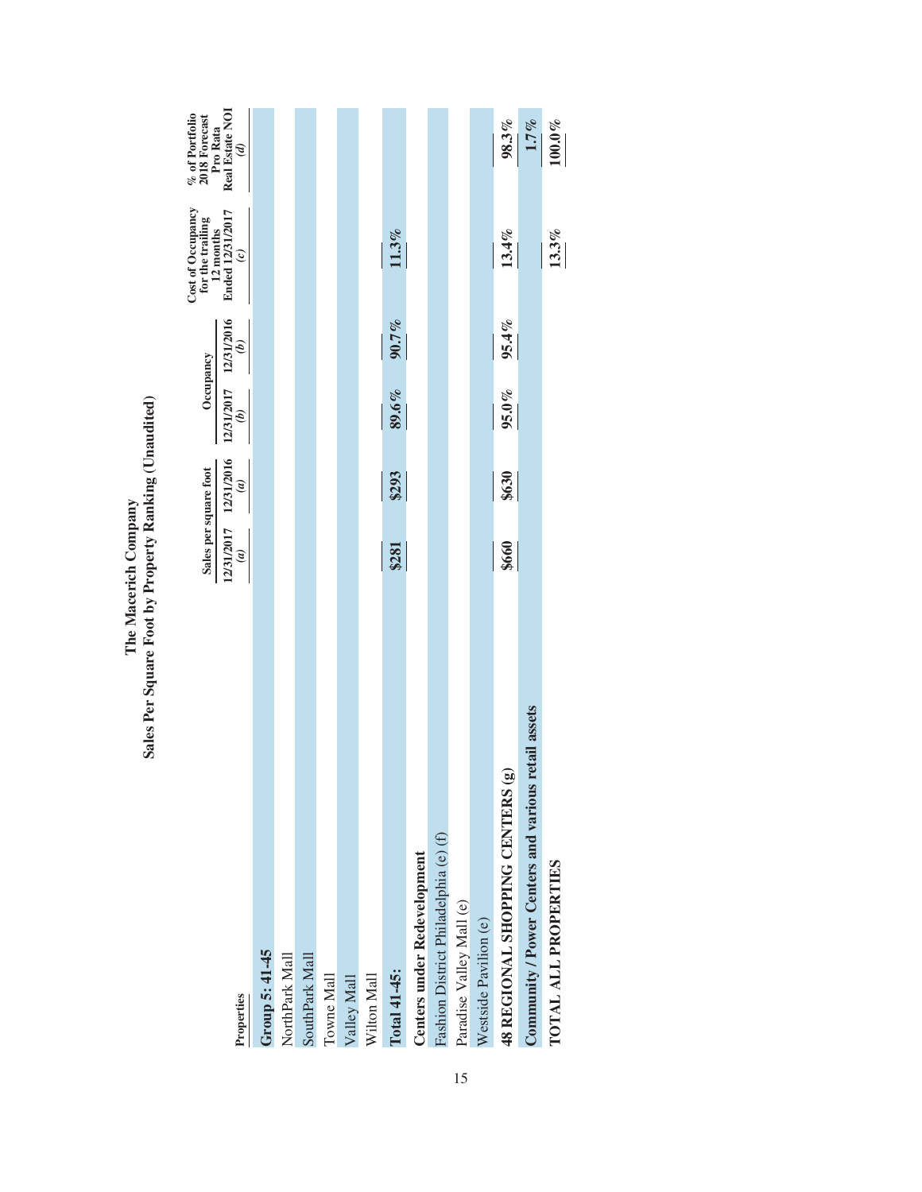# The Macerich Company
## Sales Per Square Foot by Property Ranking (Unaudited)

| Properties | Sales per square foot 12/31/2017 (a) | Sales per square foot 12/31/2016 (a) | Occupancy 12/31/2017 (b) | Occupancy 12/31/2016 (b) | Cost of Occupancy for the trailing 12 months Ended 12/31/2017 (c) | % of Portfolio 2018 Forecast Pro Rata Real Estate NOI (d) |
|---|---|---|---|---|---|---|
| **Group 5: 41-45** | | | | | | |
| NorthPark Mall | | | | | | |
| SouthPark Mall | | | | | | |
| Towne Mall | | | | | | |
| Valley Mall | | | | | | |
| Wilton Mall | | | | | | |
| **Total 41-45:** | **$281** | **$293** | **89.6%** | **90.7%** | **11.3%** | |
| **Centers under Redevelopment** | | | | | | |
| Fashion District Philadelphia (e) (f) | | | | | | |
| Paradise Valley Mall (e) | | | | | | |
| Westside Pavilion (e) | | | | | | |
| **48 REGIONAL SHOPPING CENTERS (g)** | **$660** | **$630** | **95.0%** | **95.4%** | **13.4%** | **98.3%** |
| **Community / Power Centers and various retail assets** | | | | | | **1.7%** |
| **TOTAL ALL PROPERTIES** | | | | | **13.3%** | **100.0%** |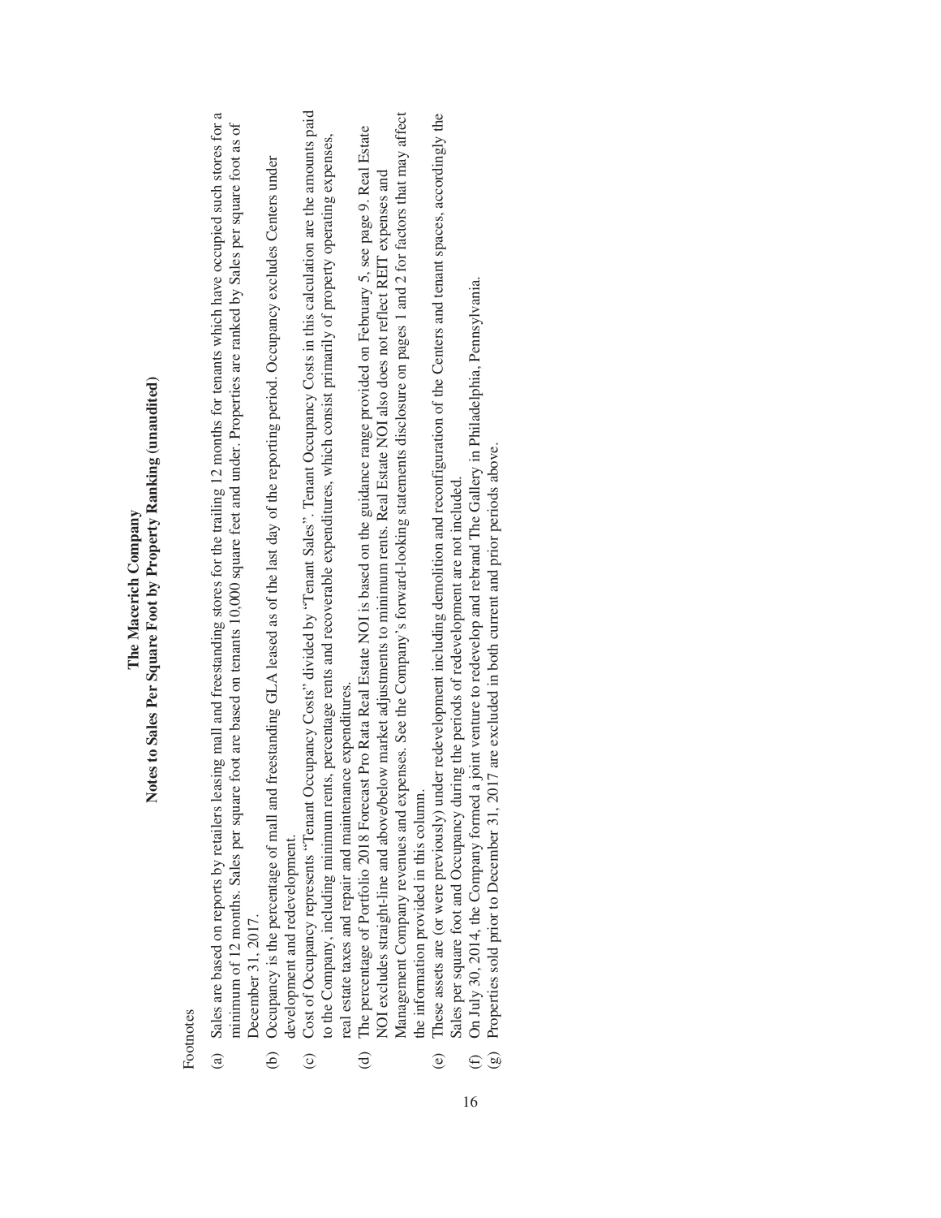# The Macerich Company

## Notes to Sales Per Square Foot by Property Ranking (unaudited)

Footnotes

(a) Sales are based on reports by retailers leasing mall and freestanding stores for the trailing 12 months for tenants which have occupied such stores for a minimum of 12 months. Sales per square foot are based on tenants 10,000 square feet and under. Properties are ranked by Sales per square foot as of December 31, 2017.

(b) Occupancy is the percentage of mall and freestanding GLA leased as of the last day of the reporting period. Occupancy excludes Centers under development and redevelopment.

(c) Cost of Occupancy represents "Tenant Occupancy Costs" divided by "Tenant Sales". Tenant Occupancy Costs in this calculation are the amounts paid to the Company, including minimum rents, percentage rents and recoverable expenditures, which consist primarily of property operating expenses, real estate taxes and repair and maintenance expenditures.

(d) The percentage of Portfolio 2018 Forecast Pro Rata Real Estate NOI is based on the guidance range provided on February 5, see page 9. Real Estate NOI excludes straight-line and above/below market adjustments to minimum rents. Real Estate NOI also does not reflect REIT expenses and Management Company revenues and expenses. See the Company's forward-looking statements disclosure on pages 1 and 2 for factors that may affect the information provided in this column.

(e) These assets are (or were previously) under redevelopment including demolition and reconfiguration of the Centers and tenant spaces, accordingly the Sales per square foot and Occupancy during the periods of redevelopment are not included.

(f) On July 30, 2014, the Company formed a joint venture to redevelop and rebrand The Gallery in Philadelphia, Pennsylvania.

(g) Properties sold prior to December 31, 2017 are excluded in both current and prior periods above.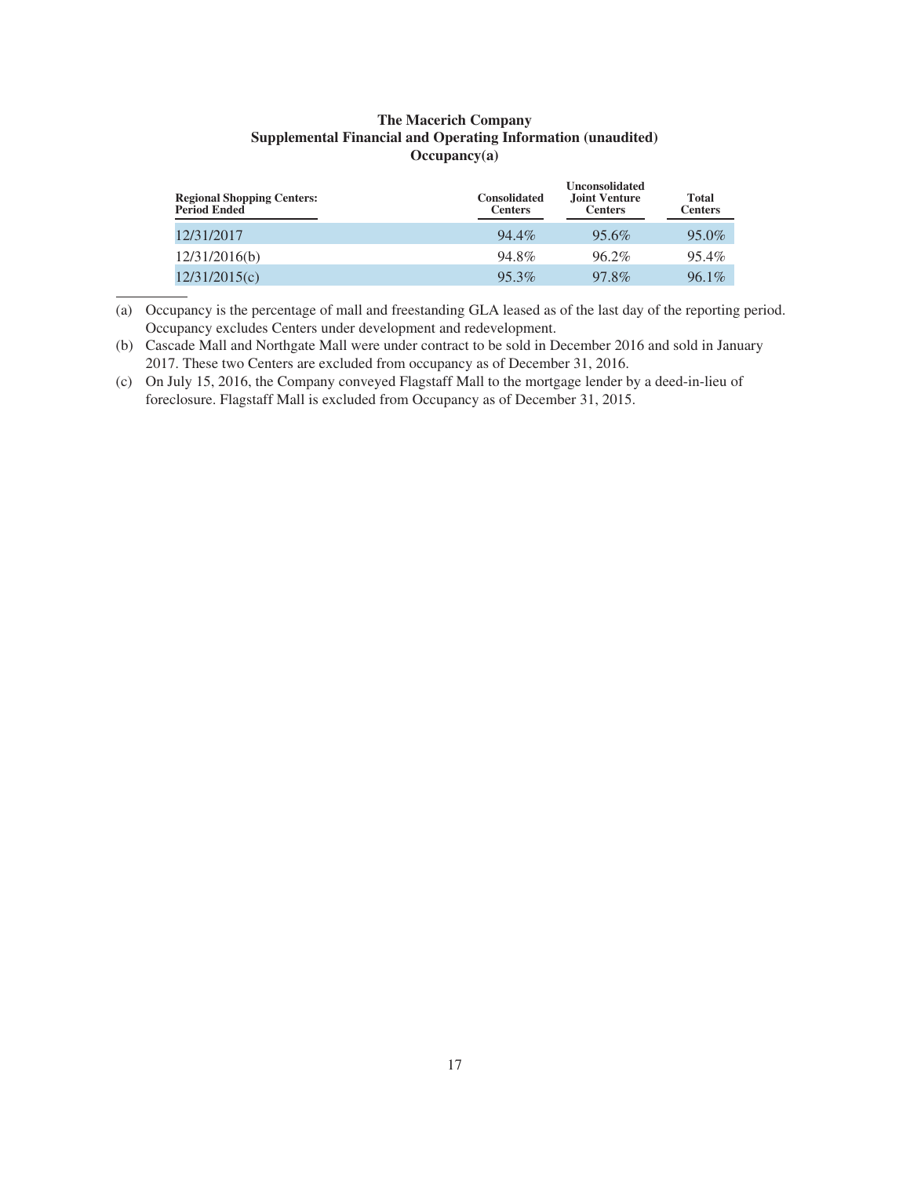**The Macerich Company**
**Supplemental Financial and Operating Information (unaudited)**
**Occupancy(a)**

| Regional Shopping Centers: Period Ended | Consolidated Centers | Unconsolidated Joint Venture Centers | Total Centers |
|---|---|---|---|
| 12/31/2017 | 94.4% | 95.6% | 95.0% |
| 12/31/2016(b) | 94.8% | 96.2% | 95.4% |
| 12/31/2015(c) | 95.3% | 97.8% | 96.1% |

(a) Occupancy is the percentage of mall and freestanding GLA leased as of the last day of the reporting period. Occupancy excludes Centers under development and redevelopment.

(b) Cascade Mall and Northgate Mall were under contract to be sold in December 2016 and sold in January 2017. These two Centers are excluded from occupancy as of December 31, 2016.

(c) On July 15, 2016, the Company conveyed Flagstaff Mall to the mortgage lender by a deed-in-lieu of foreclosure. Flagstaff Mall is excluded from Occupancy as of December 31, 2015.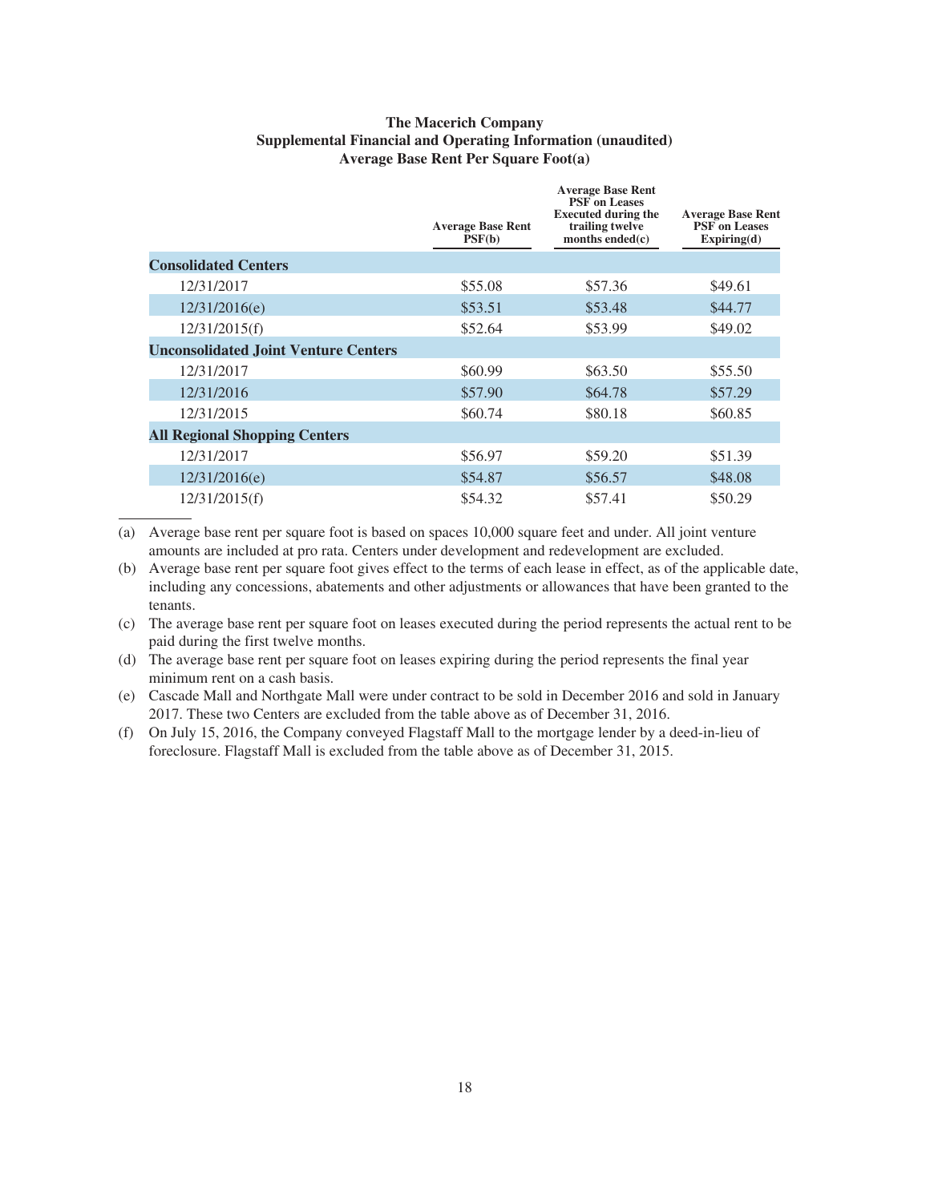**The Macerich Company**
**Supplemental Financial and Operating Information (unaudited)**
**Average Base Rent Per Square Foot(a)**

| | Average Base Rent PSF(b) | Average Base Rent PSF on Leases Executed during the trailing twelve months ended(c) | Average Base Rent PSF on Leases Expiring(d) |
|---|---|---|---|
| **Consolidated Centers** | | | |
| 12/31/2017 | $55.08 | $57.36 | $49.61 |
| 12/31/2016(e) | $53.51 | $53.48 | $44.77 |
| 12/31/2015(f) | $52.64 | $53.99 | $49.02 |
| **Unconsolidated Joint Venture Centers** | | | |
| 12/31/2017 | $60.99 | $63.50 | $55.50 |
| 12/31/2016 | $57.90 | $64.78 | $57.29 |
| 12/31/2015 | $60.74 | $80.18 | $60.85 |
| **All Regional Shopping Centers** | | | |
| 12/31/2017 | $56.97 | $59.20 | $51.39 |
| 12/31/2016(e) | $54.87 | $56.57 | $48.08 |
| 12/31/2015(f) | $54.32 | $57.41 | $50.29 |

(a) Average base rent per square foot is based on spaces 10,000 square feet and under. All joint venture amounts are included at pro rata. Centers under development and redevelopment are excluded.

(b) Average base rent per square foot gives effect to the terms of each lease in effect, as of the applicable date, including any concessions, abatements and other adjustments or allowances that have been granted to the tenants.

(c) The average base rent per square foot on leases executed during the period represents the actual rent to be paid during the first twelve months.

(d) The average base rent per square foot on leases expiring during the period represents the final year minimum rent on a cash basis.

(e) Cascade Mall and Northgate Mall were under contract to be sold in December 2016 and sold in January 2017. These two Centers are excluded from the table above as of December 31, 2016.

(f) On July 15, 2016, the Company conveyed Flagstaff Mall to the mortgage lender by a deed-in-lieu of foreclosure. Flagstaff Mall is excluded from the table above as of December 31, 2015.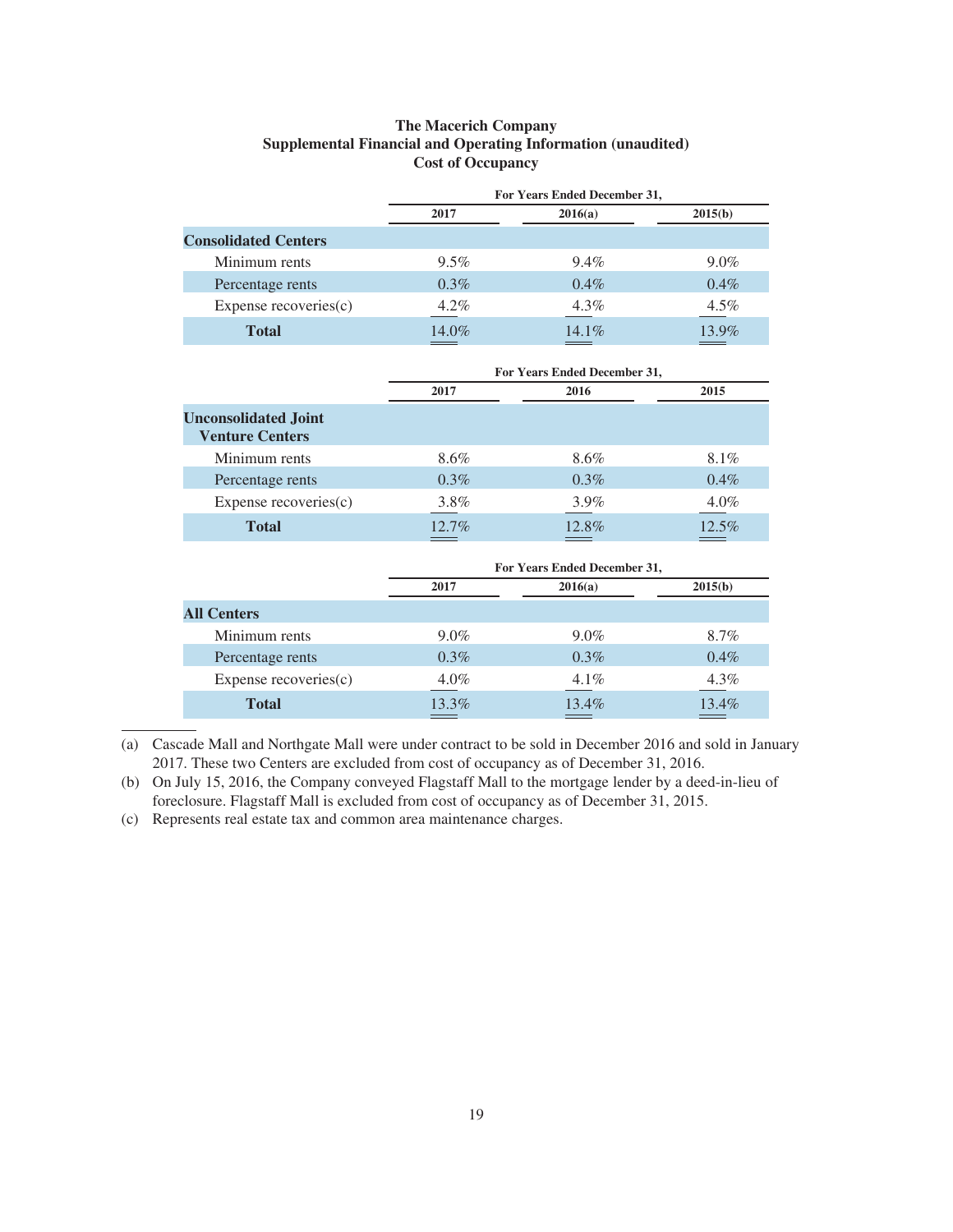# The Macerich Company
## Supplemental Financial and Operating Information (unaudited)
## Cost of Occupancy

| | For Years Ended December 31, | | |
|---|---|---|---|
| | 2017 | 2016(a) | 2015(b) |
| **Consolidated Centers** | | | |
| Minimum rents | 9.5% | 9.4% | 9.0% |
| Percentage rents | 0.3% | 0.4% | 0.4% |
| Expense recoveries(c) | 4.2% | 4.3% | 4.5% |
| **Total** | 14.0% | 14.1% | 13.9% |

| | For Years Ended December 31, | | |
|---|---|---|---|
| | 2017 | 2016 | 2015 |
| **Unconsolidated Joint Venture Centers** | | | |
| Minimum rents | 8.6% | 8.6% | 8.1% |
| Percentage rents | 0.3% | 0.3% | 0.4% |
| Expense recoveries(c) | 3.8% | 3.9% | 4.0% |
| **Total** | 12.7% | 12.8% | 12.5% |

| | For Years Ended December 31, | | |
|---|---|---|---|
| | 2017 | 2016(a) | 2015(b) |
| **All Centers** | | | |
| Minimum rents | 9.0% | 9.0% | 8.7% |
| Percentage rents | 0.3% | 0.3% | 0.4% |
| Expense recoveries(c) | 4.0% | 4.1% | 4.3% |
| **Total** | 13.3% | 13.4% | 13.4% |

(a) Cascade Mall and Northgate Mall were under contract to be sold in December 2016 and sold in January 2017. These two Centers are excluded from cost of occupancy as of December 31, 2016.

(b) On July 15, 2016, the Company conveyed Flagstaff Mall to the mortgage lender by a deed-in-lieu of foreclosure. Flagstaff Mall is excluded from cost of occupancy as of December 31, 2015.

(c) Represents real estate tax and common area maintenance charges.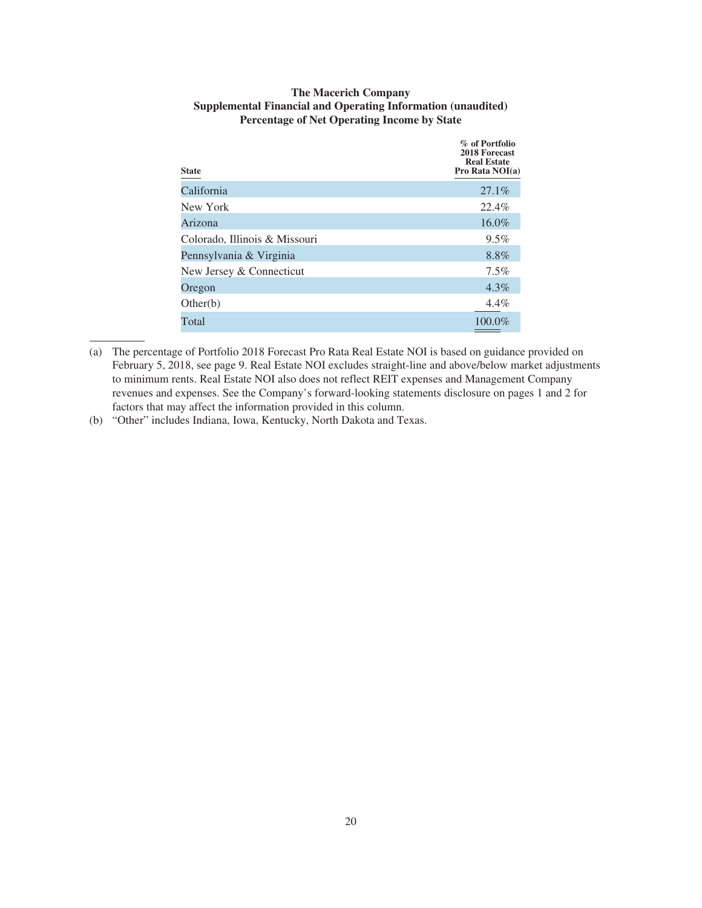**The Macerich Company**
**Supplemental Financial and Operating Information (unaudited)**
**Percentage of Net Operating Income by State**

| State | % of Portfolio 2018 Forecast Real Estate Pro Rata NOI(a) |
|---|---|
| California | 27.1% |
| New York | 22.4% |
| Arizona | 16.0% |
| Colorado, Illinois & Missouri | 9.5% |
| Pennsylvania & Virginia | 8.8% |
| New Jersey & Connecticut | 7.5% |
| Oregon | 4.3% |
| Other(b) | 4.4% |
| Total | 100.0% |

(a) The percentage of Portfolio 2018 Forecast Pro Rata Real Estate NOI is based on guidance provided on February 5, 2018, see page 9. Real Estate NOI excludes straight-line and above/below market adjustments to minimum rents. Real Estate NOI also does not reflect REIT expenses and Management Company revenues and expenses. See the Company's forward-looking statements disclosure on pages 1 and 2 for factors that may affect the information provided in this column.

(b) "Other" includes Indiana, Iowa, Kentucky, North Dakota and Texas.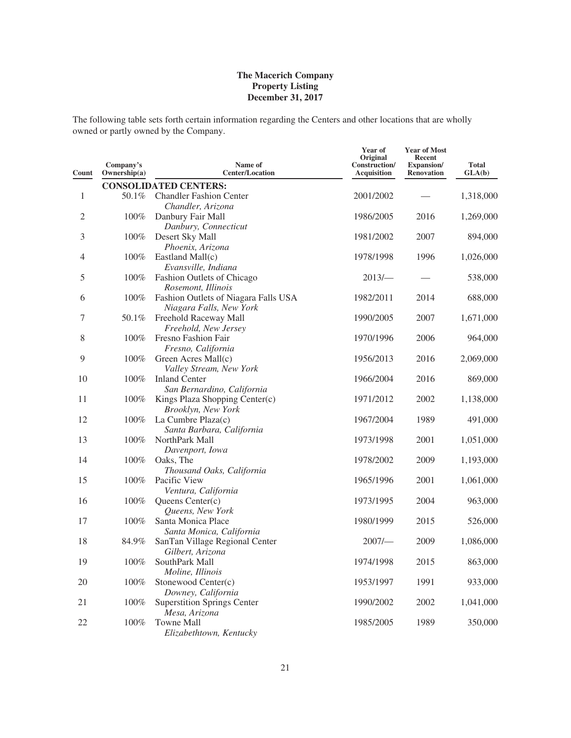**The Macerich Company**
**Property Listing**
**December 31, 2017**

The following table sets forth certain information regarding the Centers and other locations that are wholly owned or partly owned by the Company.

| Count | Company's Ownership(a) | Name of Center/Location | Year of Original Construction/ Acquisition | Year of Most Recent Expansion/ Renovation | Total GLA(b) |
|---|---|---|---|---|---|
| | | **CONSOLIDATED CENTERS:** | | | |
| 1 | 50.1% | Chandler Fashion Center<br>*Chandler, Arizona* | 2001/2002 | — | 1,318,000 |
| 2 | 100% | Danbury Fair Mall<br>*Danbury, Connecticut* | 1986/2005 | 2016 | 1,269,000 |
| 3 | 100% | Desert Sky Mall<br>*Phoenix, Arizona* | 1981/2002 | 2007 | 894,000 |
| 4 | 100% | Eastland Mall(c)<br>*Evansville, Indiana* | 1978/1998 | 1996 | 1,026,000 |
| 5 | 100% | Fashion Outlets of Chicago<br>*Rosemont, Illinois* | 2013/— | — | 538,000 |
| 6 | 100% | Fashion Outlets of Niagara Falls USA<br>*Niagara Falls, New York* | 1982/2011 | 2014 | 688,000 |
| 7 | 50.1% | Freehold Raceway Mall<br>*Freehold, New Jersey* | 1990/2005 | 2007 | 1,671,000 |
| 8 | 100% | Fresno Fashion Fair<br>*Fresno, California* | 1970/1996 | 2006 | 964,000 |
| 9 | 100% | Green Acres Mall(c)<br>*Valley Stream, New York* | 1956/2013 | 2016 | 2,069,000 |
| 10 | 100% | Inland Center<br>*San Bernardino, California* | 1966/2004 | 2016 | 869,000 |
| 11 | 100% | Kings Plaza Shopping Center(c)<br>*Brooklyn, New York* | 1971/2012 | 2002 | 1,138,000 |
| 12 | 100% | La Cumbre Plaza(c)<br>*Santa Barbara, California* | 1967/2004 | 1989 | 491,000 |
| 13 | 100% | NorthPark Mall<br>*Davenport, Iowa* | 1973/1998 | 2001 | 1,051,000 |
| 14 | 100% | Oaks, The<br>*Thousand Oaks, California* | 1978/2002 | 2009 | 1,193,000 |
| 15 | 100% | Pacific View<br>*Ventura, California* | 1965/1996 | 2001 | 1,061,000 |
| 16 | 100% | Queens Center(c)<br>*Queens, New York* | 1973/1995 | 2004 | 963,000 |
| 17 | 100% | Santa Monica Place<br>*Santa Monica, California* | 1980/1999 | 2015 | 526,000 |
| 18 | 84.9% | SanTan Village Regional Center<br>*Gilbert, Arizona* | 2007/— | 2009 | 1,086,000 |
| 19 | 100% | SouthPark Mall<br>*Moline, Illinois* | 1974/1998 | 2015 | 863,000 |
| 20 | 100% | Stonewood Center(c)<br>*Downey, California* | 1953/1997 | 1991 | 933,000 |
| 21 | 100% | Superstition Springs Center<br>*Mesa, Arizona* | 1990/2002 | 2002 | 1,041,000 |
| 22 | 100% | Towne Mall<br>*Elizabethtown, Kentucky* | 1985/2005 | 1989 | 350,000 |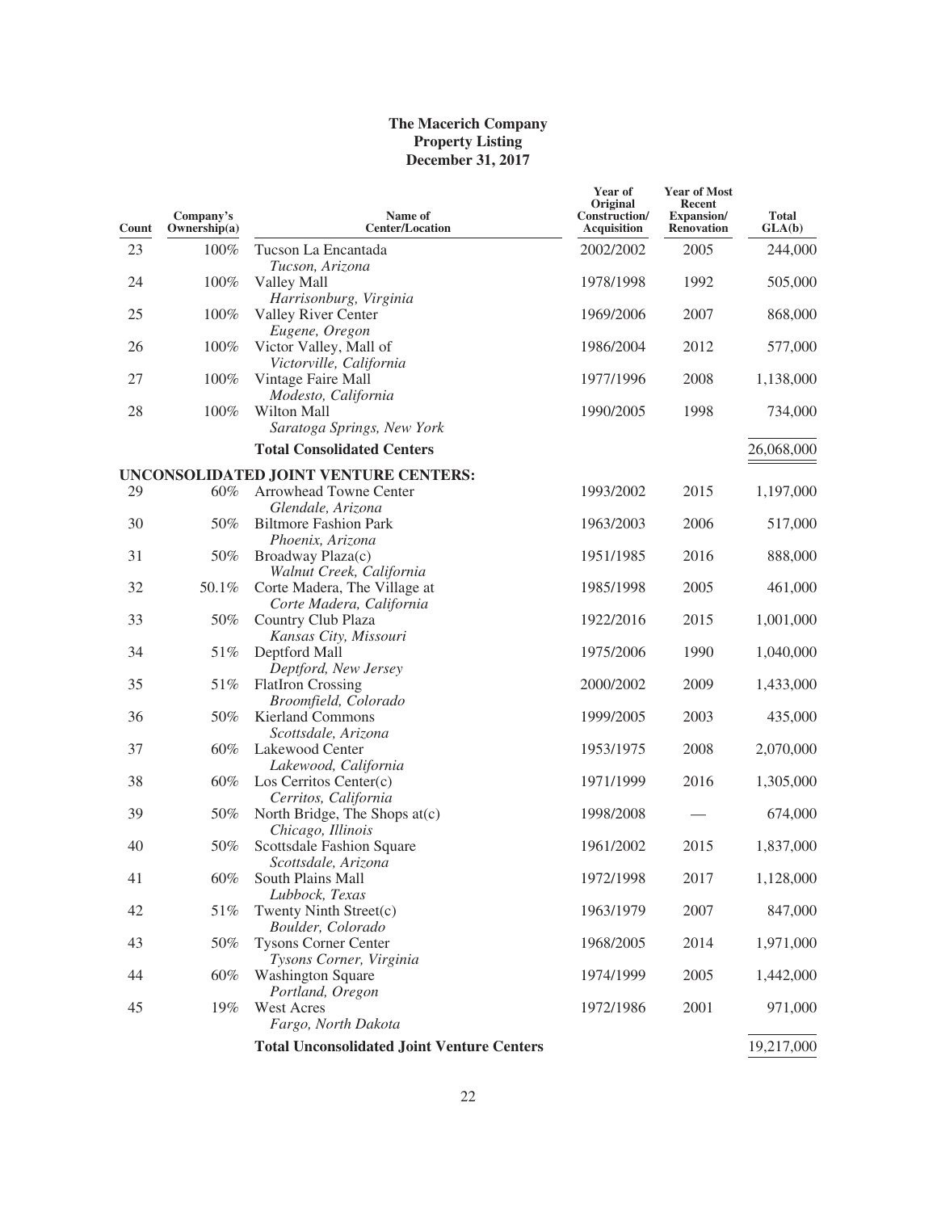**The Macerich Company**
**Property Listing**
**December 31, 2017**

| Count | Company's Ownership(a) | Name of Center/Location | Year of Original Construction/ Acquisition | Year of Most Recent Expansion/ Renovation | Total GLA(b) |
|---|---|---|---|---|---|
| 23 | 100% | Tucson La Encantada<br>*Tucson, Arizona* | 2002/2002 | 2005 | 244,000 |
| 24 | 100% | Valley Mall<br>*Harrisonburg, Virginia* | 1978/1998 | 1992 | 505,000 |
| 25 | 100% | Valley River Center<br>*Eugene, Oregon* | 1969/2006 | 2007 | 868,000 |
| 26 | 100% | Victor Valley, Mall of<br>*Victorville, California* | 1986/2004 | 2012 | 577,000 |
| 27 | 100% | Vintage Faire Mall<br>*Modesto, California* | 1977/1996 | 2008 | 1,138,000 |
| 28 | 100% | Wilton Mall<br>*Saratoga Springs, New York* | 1990/2005 | 1998 | 734,000 |
| | | **Total Consolidated Centers** | | | 26,068,000 |
| | | **UNCONSOLIDATED JOINT VENTURE CENTERS:** | | | |
| 29 | 60% | Arrowhead Towne Center<br>*Glendale, Arizona* | 1993/2002 | 2015 | 1,197,000 |
| 30 | 50% | Biltmore Fashion Park<br>*Phoenix, Arizona* | 1963/2003 | 2006 | 517,000 |
| 31 | 50% | Broadway Plaza(c)<br>*Walnut Creek, California* | 1951/1985 | 2016 | 888,000 |
| 32 | 50.1% | Corte Madera, The Village at<br>*Corte Madera, California* | 1985/1998 | 2005 | 461,000 |
| 33 | 50% | Country Club Plaza<br>*Kansas City, Missouri* | 1922/2016 | 2015 | 1,001,000 |
| 34 | 51% | Deptford Mall<br>*Deptford, New Jersey* | 1975/2006 | 1990 | 1,040,000 |
| 35 | 51% | FlatIron Crossing<br>*Broomfield, Colorado* | 2000/2002 | 2009 | 1,433,000 |
| 36 | 50% | Kierland Commons<br>*Scottsdale, Arizona* | 1999/2005 | 2003 | 435,000 |
| 37 | 60% | Lakewood Center<br>*Lakewood, California* | 1953/1975 | 2008 | 2,070,000 |
| 38 | 60% | Los Cerritos Center(c)<br>*Cerritos, California* | 1971/1999 | 2016 | 1,305,000 |
| 39 | 50% | North Bridge, The Shops at(c)<br>*Chicago, Illinois* | 1998/2008 | — | 674,000 |
| 40 | 50% | Scottsdale Fashion Square<br>*Scottsdale, Arizona* | 1961/2002 | 2015 | 1,837,000 |
| 41 | 60% | South Plains Mall<br>*Lubbock, Texas* | 1972/1998 | 2017 | 1,128,000 |
| 42 | 51% | Twenty Ninth Street(c)<br>*Boulder, Colorado* | 1963/1979 | 2007 | 847,000 |
| 43 | 50% | Tysons Corner Center<br>*Tysons Corner, Virginia* | 1968/2005 | 2014 | 1,971,000 |
| 44 | 60% | Washington Square<br>*Portland, Oregon* | 1974/1999 | 2005 | 1,442,000 |
| 45 | 19% | West Acres<br>*Fargo, North Dakota* | 1972/1986 | 2001 | 971,000 |
| | | **Total Unconsolidated Joint Venture Centers** | | | 19,217,000 |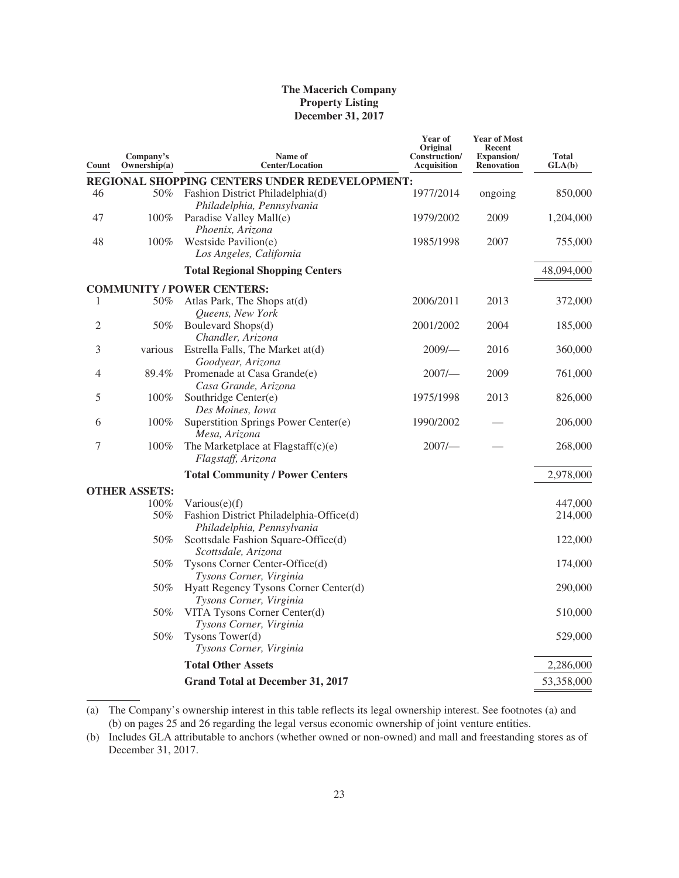**The Macerich Company**
**Property Listing**
**December 31, 2017**

| Count | Company's Ownership(a) | Name of Center/Location | Year of Original Construction/ Acquisition | Year of Most Recent Expansion/ Renovation | Total GLA(b) |
|---|---|---|---|---|---|
| **REGIONAL SHOPPING CENTERS UNDER REDEVELOPMENT:** | | | | | |
| 46 | 50% | Fashion District Philadelphia(d) *Philadelphia, Pennsylvania* | 1977/2014 | ongoing | 850,000 |
| 47 | 100% | Paradise Valley Mall(e) *Phoenix, Arizona* | 1979/2002 | 2009 | 1,204,000 |
| 48 | 100% | Westside Pavilion(e) *Los Angeles, California* | 1985/1998 | 2007 | 755,000 |
| | | **Total Regional Shopping Centers** | | | 48,094,000 |
| **COMMUNITY / POWER CENTERS:** | | | | | |
| 1 | 50% | Atlas Park, The Shops at(d) *Queens, New York* | 2006/2011 | 2013 | 372,000 |
| 2 | 50% | Boulevard Shops(d) *Chandler, Arizona* | 2001/2002 | 2004 | 185,000 |
| 3 | various | Estrella Falls, The Market at(d) *Goodyear, Arizona* | 2009/— | 2016 | 360,000 |
| 4 | 89.4% | Promenade at Casa Grande(e) *Casa Grande, Arizona* | 2007/— | 2009 | 761,000 |
| 5 | 100% | Southridge Center(e) *Des Moines, Iowa* | 1975/1998 | 2013 | 826,000 |
| 6 | 100% | Superstition Springs Power Center(e) *Mesa, Arizona* | 1990/2002 | — | 206,000 |
| 7 | 100% | The Marketplace at Flagstaff(c)(e) *Flagstaff, Arizona* | 2007/— | — | 268,000 |
| | | **Total Community / Power Centers** | | | 2,978,000 |
| **OTHER ASSETS:** | | | | | |
| | 100% | Various(e)(f) | | | 447,000 |
| | 50% | Fashion District Philadelphia-Office(d) *Philadelphia, Pennsylvania* | | | 214,000 |
| | 50% | Scottsdale Fashion Square-Office(d) *Scottsdale, Arizona* | | | 122,000 |
| | 50% | Tysons Corner Center-Office(d) *Tysons Corner, Virginia* | | | 174,000 |
| | 50% | Hyatt Regency Tysons Corner Center(d) *Tysons Corner, Virginia* | | | 290,000 |
| | 50% | VITA Tysons Corner Center(d) *Tysons Corner, Virginia* | | | 510,000 |
| | 50% | Tysons Tower(d) *Tysons Corner, Virginia* | | | 529,000 |
| | | **Total Other Assets** | | | 2,286,000 |
| | | **Grand Total at December 31, 2017** | | | 53,358,000 |

(a) The Company's ownership interest in this table reflects its legal ownership interest. See footnotes (a) and (b) on pages 25 and 26 regarding the legal versus economic ownership of joint venture entities.

(b) Includes GLA attributable to anchors (whether owned or non-owned) and mall and freestanding stores as of December 31, 2017.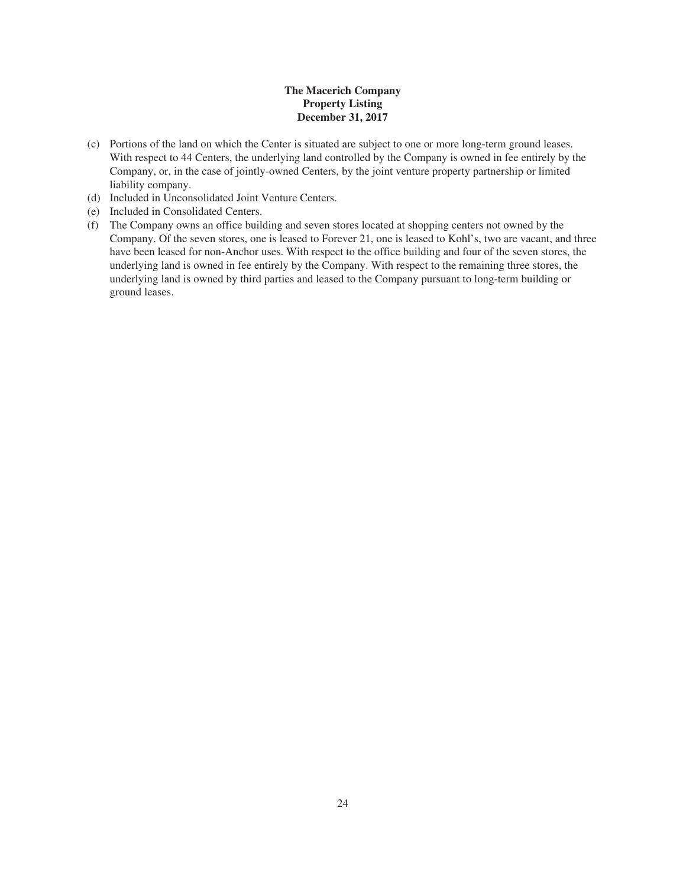**The Macerich Company**
**Property Listing**
**December 31, 2017**

(c) Portions of the land on which the Center is situated are subject to one or more long-term ground leases. With respect to 44 Centers, the underlying land controlled by the Company is owned in fee entirely by the Company, or, in the case of jointly-owned Centers, by the joint venture property partnership or limited liability company.

(d) Included in Unconsolidated Joint Venture Centers.

(e) Included in Consolidated Centers.

(f) The Company owns an office building and seven stores located at shopping centers not owned by the Company. Of the seven stores, one is leased to Forever 21, one is leased to Kohl's, two are vacant, and three have been leased for non-Anchor uses. With respect to the office building and four of the seven stores, the underlying land is owned in fee entirely by the Company. With respect to the remaining three stores, the underlying land is owned by third parties and leased to the Company pursuant to long-term building or ground leases.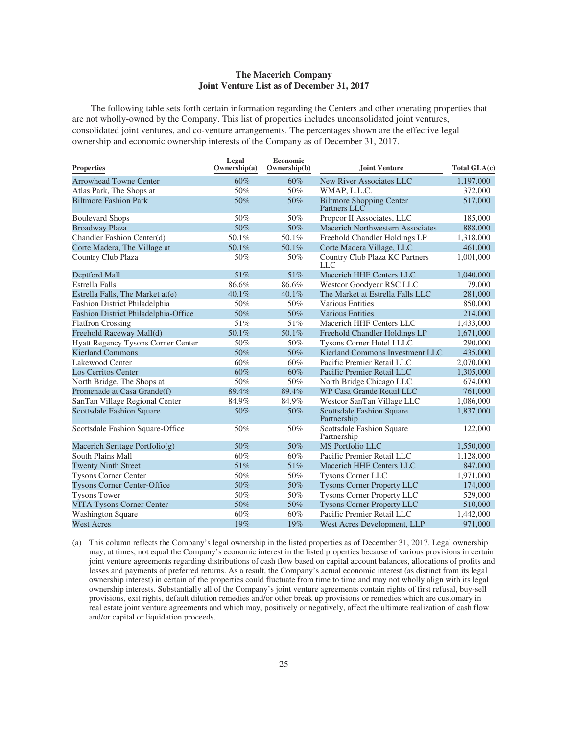**The Macerich Company**
**Joint Venture List as of December 31, 2017**

The following table sets forth certain information regarding the Centers and other operating properties that are not wholly-owned by the Company. This list of properties includes unconsolidated joint ventures, consolidated joint ventures, and co-venture arrangements. The percentages shown are the effective legal ownership and economic ownership interests of the Company as of December 31, 2017.

| Properties | Legal Ownership(a) | Economic Ownership(b) | Joint Venture | Total GLA(c) |
|---|---|---|---|---|
| Arrowhead Towne Center | 60% | 60% | New River Associates LLC | 1,197,000 |
| Atlas Park, The Shops at | 50% | 50% | WMAP, L.L.C. | 372,000 |
| Biltmore Fashion Park | 50% | 50% | Biltmore Shopping Center Partners LLC | 517,000 |
| Boulevard Shops | 50% | 50% | Propcor II Associates, LLC | 185,000 |
| Broadway Plaza | 50% | 50% | Macerich Northwestern Associates | 888,000 |
| Chandler Fashion Center(d) | 50.1% | 50.1% | Freehold Chandler Holdings LP | 1,318,000 |
| Corte Madera, The Village at | 50.1% | 50.1% | Corte Madera Village, LLC | 461,000 |
| Country Club Plaza | 50% | 50% | Country Club Plaza KC Partners LLC | 1,001,000 |
| Deptford Mall | 51% | 51% | Macerich HHF Centers LLC | 1,040,000 |
| Estrella Falls | 86.6% | 86.6% | Westcor Goodyear RSC LLC | 79,000 |
| Estrella Falls, The Market at(e) | 40.1% | 40.1% | The Market at Estrella Falls LLC | 281,000 |
| Fashion District Philadelphia | 50% | 50% | Various Entities | 850,000 |
| Fashion District Philadelphia-Office | 50% | 50% | Various Entities | 214,000 |
| FlatIron Crossing | 51% | 51% | Macerich HHF Centers LLC | 1,433,000 |
| Freehold Raceway Mall(d) | 50.1% | 50.1% | Freehold Chandler Holdings LP | 1,671,000 |
| Hyatt Regency Tysons Corner Center | 50% | 50% | Tysons Corner Hotel I LLC | 290,000 |
| Kierland Commons | 50% | 50% | Kierland Commons Investment LLC | 435,000 |
| Lakewood Center | 60% | 60% | Pacific Premier Retail LLC | 2,070,000 |
| Los Cerritos Center | 60% | 60% | Pacific Premier Retail LLC | 1,305,000 |
| North Bridge, The Shops at | 50% | 50% | North Bridge Chicago LLC | 674,000 |
| Promenade at Casa Grande(f) | 89.4% | 89.4% | WP Casa Grande Retail LLC | 761,000 |
| SanTan Village Regional Center | 84.9% | 84.9% | Westcor SanTan Village LLC | 1,086,000 |
| Scottsdale Fashion Square | 50% | 50% | Scottsdale Fashion Square Partnership | 1,837,000 |
| Scottsdale Fashion Square-Office | 50% | 50% | Scottsdale Fashion Square Partnership | 122,000 |
| Macerich Seritage Portfolio(g) | 50% | 50% | MS Portfolio LLC | 1,550,000 |
| South Plains Mall | 60% | 60% | Pacific Premier Retail LLC | 1,128,000 |
| Twenty Ninth Street | 51% | 51% | Macerich HHF Centers LLC | 847,000 |
| Tysons Corner Center | 50% | 50% | Tysons Corner LLC | 1,971,000 |
| Tysons Corner Center-Office | 50% | 50% | Tysons Corner Property LLC | 174,000 |
| Tysons Tower | 50% | 50% | Tysons Corner Property LLC | 529,000 |
| VITA Tysons Corner Center | 50% | 50% | Tysons Corner Property LLC | 510,000 |
| Washington Square | 60% | 60% | Pacific Premier Retail LLC | 1,442,000 |
| West Acres | 19% | 19% | West Acres Development, LLP | 971,000 |

(a) This column reflects the Company's legal ownership in the listed properties as of December 31, 2017. Legal ownership may, at times, not equal the Company's economic interest in the listed properties because of various provisions in certain joint venture agreements regarding distributions of cash flow based on capital account balances, allocations of profits and losses and payments of preferred returns. As a result, the Company's actual economic interest (as distinct from its legal ownership interest) in certain of the properties could fluctuate from time to time and may not wholly align with its legal ownership interests. Substantially all of the Company's joint venture agreements contain rights of first refusal, buy-sell provisions, exit rights, default dilution remedies and/or other break up provisions or remedies which are customary in real estate joint venture agreements and which may, positively or negatively, affect the ultimate realization of cash flow and/or capital or liquidation proceeds.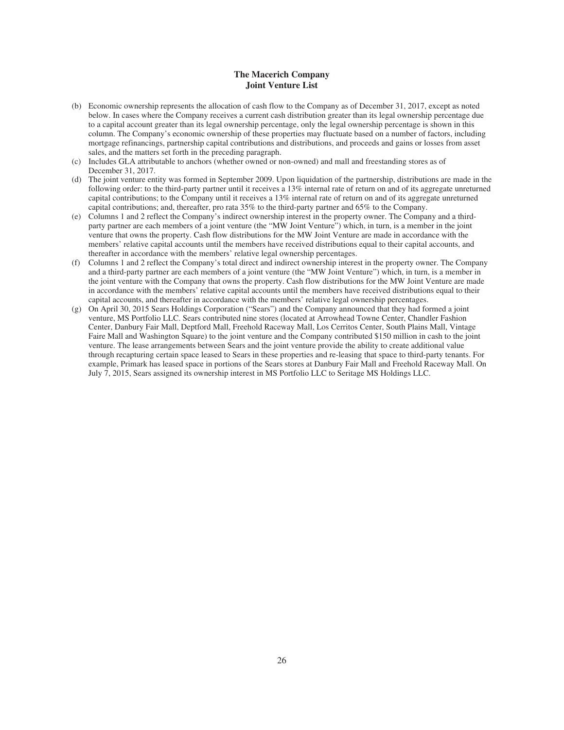# The Macerich Company
## Joint Venture List

(b) Economic ownership represents the allocation of cash flow to the Company as of December 31, 2017, except as noted below. In cases where the Company receives a current cash distribution greater than its legal ownership percentage due to a capital account greater than its legal ownership percentage, only the legal ownership percentage is shown in this column. The Company's economic ownership of these properties may fluctuate based on a number of factors, including mortgage refinancings, partnership capital contributions and distributions, and proceeds and gains or losses from asset sales, and the matters set forth in the preceding paragraph.

(c) Includes GLA attributable to anchors (whether owned or non-owned) and mall and freestanding stores as of December 31, 2017.

(d) The joint venture entity was formed in September 2009. Upon liquidation of the partnership, distributions are made in the following order: to the third-party partner until it receives a 13% internal rate of return on and of its aggregate unreturned capital contributions; to the Company until it receives a 13% internal rate of return on and of its aggregate unreturned capital contributions; and, thereafter, pro rata 35% to the third-party partner and 65% to the Company.

(e) Columns 1 and 2 reflect the Company's indirect ownership interest in the property owner. The Company and a third-party partner are each members of a joint venture (the "MW Joint Venture") which, in turn, is a member in the joint venture that owns the property. Cash flow distributions for the MW Joint Venture are made in accordance with the members' relative capital accounts until the members have received distributions equal to their capital accounts, and thereafter in accordance with the members' relative legal ownership percentages.

(f) Columns 1 and 2 reflect the Company's total direct and indirect ownership interest in the property owner. The Company and a third-party partner are each members of a joint venture (the "MW Joint Venture") which, in turn, is a member in the joint venture with the Company that owns the property. Cash flow distributions for the MW Joint Venture are made in accordance with the members' relative capital accounts until the members have received distributions equal to their capital accounts, and thereafter in accordance with the members' relative legal ownership percentages.

(g) On April 30, 2015 Sears Holdings Corporation ("Sears") and the Company announced that they had formed a joint venture, MS Portfolio LLC. Sears contributed nine stores (located at Arrowhead Towne Center, Chandler Fashion Center, Danbury Fair Mall, Deptford Mall, Freehold Raceway Mall, Los Cerritos Center, South Plains Mall, Vintage Faire Mall and Washington Square) to the joint venture and the Company contributed $150 million in cash to the joint venture. The lease arrangements between Sears and the joint venture provide the ability to create additional value through recapturing certain space leased to Sears in these properties and re-leasing that space to third-party tenants. For example, Primark has leased space in portions of the Sears stores at Danbury Fair Mall and Freehold Raceway Mall. On July 7, 2015, Sears assigned its ownership interest in MS Portfolio LLC to Seritage MS Holdings LLC.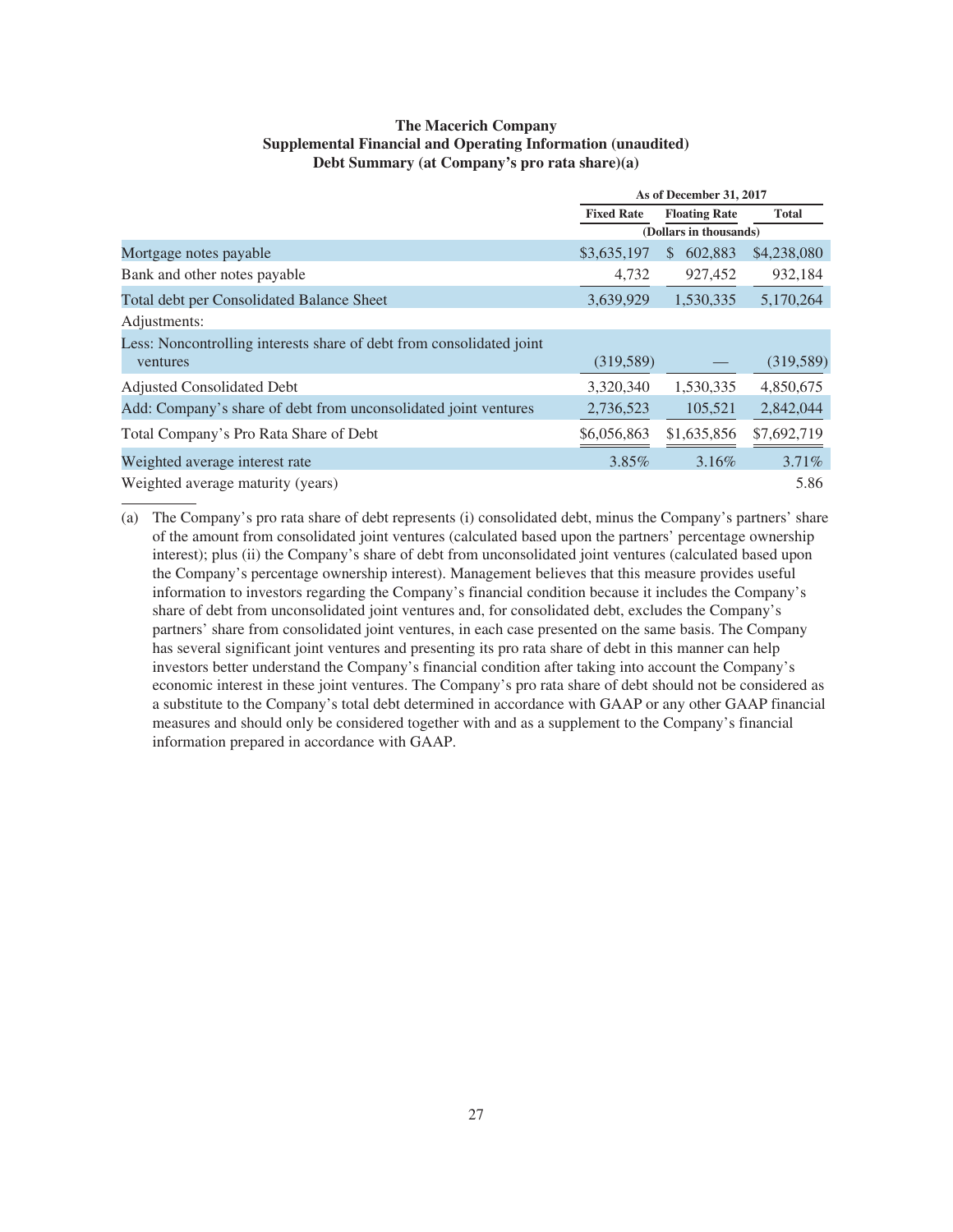**The Macerich Company**
**Supplemental Financial and Operating Information (unaudited)**
**Debt Summary (at Company's pro rata share)(a)**

| | As of December 31, 2017 | | |
|---|---|---|---|
| | **Fixed Rate** | **Floating Rate** | **Total** |
| | (Dollars in thousands) | | |
| Mortgage notes payable | $3,635,197 | $ 602,883 | $4,238,080 |
| Bank and other notes payable | 4,732 | 927,452 | 932,184 |
| Total debt per Consolidated Balance Sheet | 3,639,929 | 1,530,335 | 5,170,264 |
| Adjustments: | | | |
| Less: Noncontrolling interests share of debt from consolidated joint ventures | (319,589) | — | (319,589) |
| Adjusted Consolidated Debt | 3,320,340 | 1,530,335 | 4,850,675 |
| Add: Company's share of debt from unconsolidated joint ventures | 2,736,523 | 105,521 | 2,842,044 |
| Total Company's Pro Rata Share of Debt | $6,056,863 | $1,635,856 | $7,692,719 |
| Weighted average interest rate | 3.85% | 3.16% | 3.71% |
| Weighted average maturity (years) | | | 5.86 |

(a) The Company's pro rata share of debt represents (i) consolidated debt, minus the Company's partners' share of the amount from consolidated joint ventures (calculated based upon the partners' percentage ownership interest); plus (ii) the Company's share of debt from unconsolidated joint ventures (calculated based upon the Company's percentage ownership interest). Management believes that this measure provides useful information to investors regarding the Company's financial condition because it includes the Company's share of debt from unconsolidated joint ventures and, for consolidated debt, excludes the Company's partners' share from consolidated joint ventures, in each case presented on the same basis. The Company has several significant joint ventures and presenting its pro rata share of debt in this manner can help investors better understand the Company's financial condition after taking into account the Company's economic interest in these joint ventures. The Company's pro rata share of debt should not be considered as a substitute to the Company's total debt determined in accordance with GAAP or any other GAAP financial measures and should only be considered together with and as a supplement to the Company's financial information prepared in accordance with GAAP.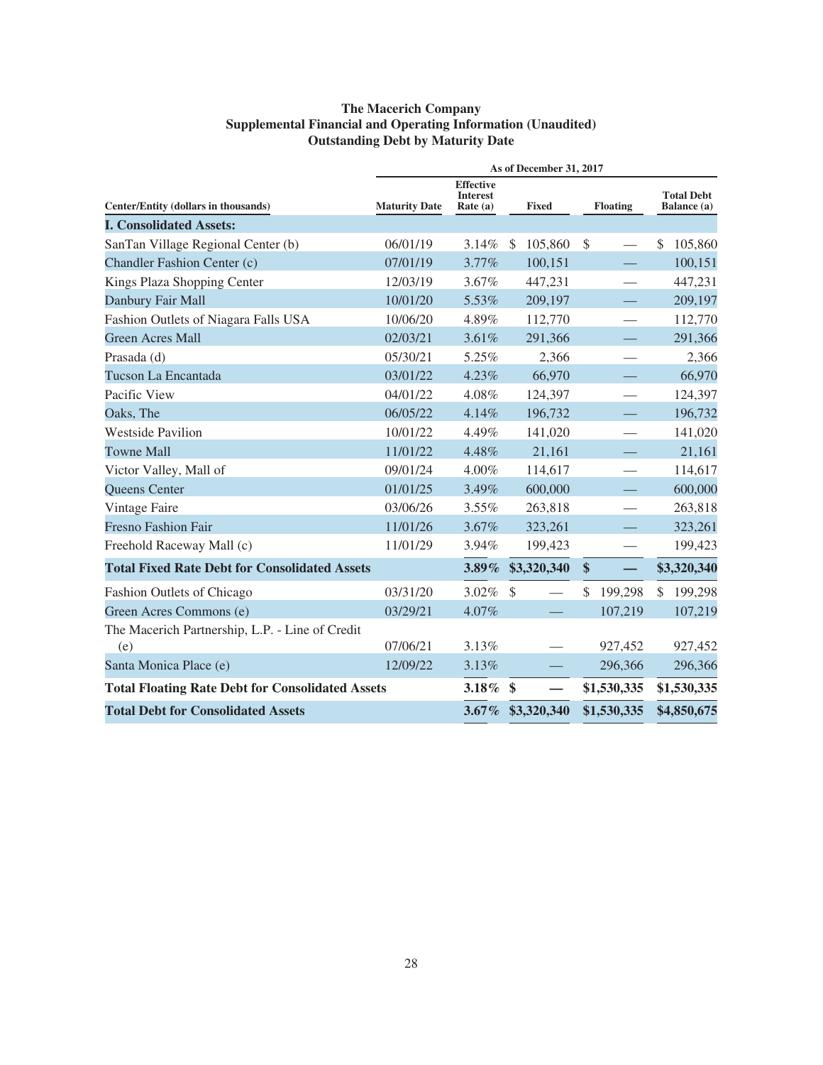**The Macerich Company**
**Supplemental Financial and Operating Information (Unaudited)**
**Outstanding Debt by Maturity Date**

| | As of December 31, 2017 | | | | |
|---|---|---|---|---|---|
| Center/Entity (dollars in thousands) | Maturity Date | Effective Interest Rate (a) | Fixed | Floating | Total Debt Balance (a) |
| **I. Consolidated Assets:** | | | | | |
| SanTan Village Regional Center (b) | 06/01/19 | 3.14% | $ 105,860 | $ — | $ 105,860 |
| Chandler Fashion Center (c) | 07/01/19 | 3.77% | 100,151 | — | 100,151 |
| Kings Plaza Shopping Center | 12/03/19 | 3.67% | 447,231 | — | 447,231 |
| Danbury Fair Mall | 10/01/20 | 5.53% | 209,197 | — | 209,197 |
| Fashion Outlets of Niagara Falls USA | 10/06/20 | 4.89% | 112,770 | — | 112,770 |
| Green Acres Mall | 02/03/21 | 3.61% | 291,366 | — | 291,366 |
| Prasada (d) | 05/30/21 | 5.25% | 2,366 | — | 2,366 |
| Tucson La Encantada | 03/01/22 | 4.23% | 66,970 | — | 66,970 |
| Pacific View | 04/01/22 | 4.08% | 124,397 | — | 124,397 |
| Oaks, The | 06/05/22 | 4.14% | 196,732 | — | 196,732 |
| Westside Pavilion | 10/01/22 | 4.49% | 141,020 | — | 141,020 |
| Towne Mall | 11/01/22 | 4.48% | 21,161 | — | 21,161 |
| Victor Valley, Mall of | 09/01/24 | 4.00% | 114,617 | — | 114,617 |
| Queens Center | 01/01/25 | 3.49% | 600,000 | — | 600,000 |
| Vintage Faire | 03/06/26 | 3.55% | 263,818 | — | 263,818 |
| Fresno Fashion Fair | 11/01/26 | 3.67% | 323,261 | — | 323,261 |
| Freehold Raceway Mall (c) | 11/01/29 | 3.94% | 199,423 | — | 199,423 |
| **Total Fixed Rate Debt for Consolidated Assets** | | **3.89%** | **$3,320,340** | **$ —** | **$3,320,340** |
| Fashion Outlets of Chicago | 03/31/20 | 3.02% | $ — | $ 199,298 | $ 199,298 |
| Green Acres Commons (e) | 03/29/21 | 4.07% | — | 107,219 | 107,219 |
| The Macerich Partnership, L.P. - Line of Credit (e) | 07/06/21 | 3.13% | — | 927,452 | 927,452 |
| Santa Monica Place (e) | 12/09/22 | 3.13% | — | 296,366 | 296,366 |
| **Total Floating Rate Debt for Consolidated Assets** | | **3.18%** | **$ —** | **$1,530,335** | **$1,530,335** |
| **Total Debt for Consolidated Assets** | | **3.67%** | **$3,320,340** | **$1,530,335** | **$4,850,675** |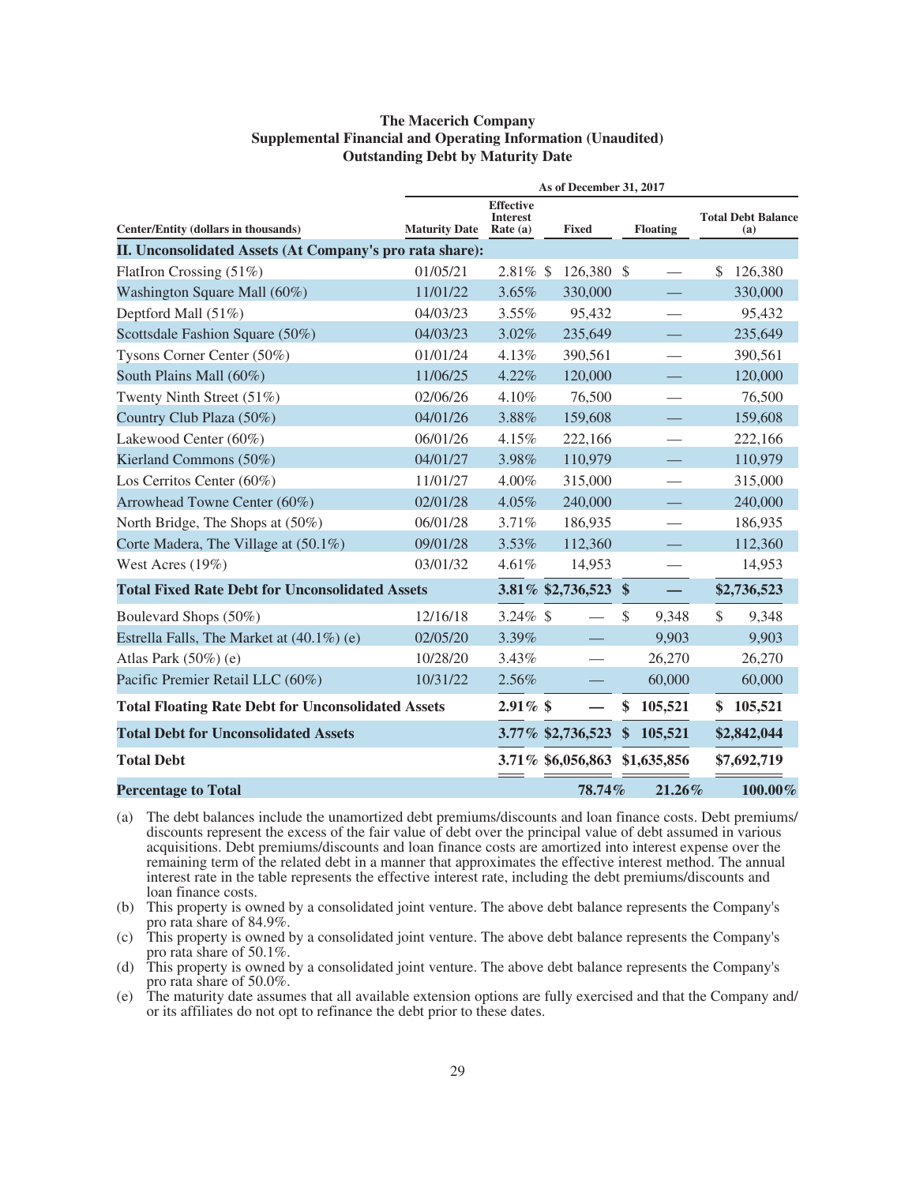# The Macerich Company
## Supplemental Financial and Operating Information (Unaudited)
## Outstanding Debt by Maturity Date

| Center/Entity (dollars in thousands) | As of December 31, 2017 | | | | |
|---|---|---|---|---|---|
| | Maturity Date | Effective Interest Rate (a) | Fixed | Floating | Total Debt Balance (a) |
| **II. Unconsolidated Assets (At Company's pro rata share):** | | | | | |
| FlatIron Crossing (51%) | 01/05/21 | 2.81% | $ 126,380 | $ — | $ 126,380 |
| Washington Square Mall (60%) | 11/01/22 | 3.65% | 330,000 | — | 330,000 |
| Deptford Mall (51%) | 04/03/23 | 3.55% | 95,432 | — | 95,432 |
| Scottsdale Fashion Square (50%) | 04/03/23 | 3.02% | 235,649 | — | 235,649 |
| Tysons Corner Center (50%) | 01/01/24 | 4.13% | 390,561 | — | 390,561 |
| South Plains Mall (60%) | 11/06/25 | 4.22% | 120,000 | — | 120,000 |
| Twenty Ninth Street (51%) | 02/06/26 | 4.10% | 76,500 | — | 76,500 |
| Country Club Plaza (50%) | 04/01/26 | 3.88% | 159,608 | — | 159,608 |
| Lakewood Center (60%) | 06/01/26 | 4.15% | 222,166 | — | 222,166 |
| Kierland Commons (50%) | 04/01/27 | 3.98% | 110,979 | — | 110,979 |
| Los Cerritos Center (60%) | 11/01/27 | 4.00% | 315,000 | — | 315,000 |
| Arrowhead Towne Center (60%) | 02/01/28 | 4.05% | 240,000 | — | 240,000 |
| North Bridge, The Shops at (50%) | 06/01/28 | 3.71% | 186,935 | — | 186,935 |
| Corte Madera, The Village at (50.1%) | 09/01/28 | 3.53% | 112,360 | — | 112,360 |
| West Acres (19%) | 03/01/32 | 4.61% | 14,953 | — | 14,953 |
| **Total Fixed Rate Debt for Unconsolidated Assets** | | **3.81%** | **$2,736,523** | **$ —** | **$2,736,523** |
| Boulevard Shops (50%) | 12/16/18 | 3.24% | $ — | $ 9,348 | $ 9,348 |
| Estrella Falls, The Market at (40.1%) (e) | 02/05/20 | 3.39% | — | 9,903 | 9,903 |
| Atlas Park (50%) (e) | 10/28/20 | 3.43% | — | 26,270 | 26,270 |
| Pacific Premier Retail LLC (60%) | 10/31/22 | 2.56% | — | 60,000 | 60,000 |
| **Total Floating Rate Debt for Unconsolidated Assets** | | **2.91%** | **$ —** | **$ 105,521** | **$ 105,521** |
| **Total Debt for Unconsolidated Assets** | | **3.77%** | **$2,736,523** | **$ 105,521** | **$2,842,044** |
| **Total Debt** | | **3.71%** | **$6,056,863** | **$1,635,856** | **$7,692,719** |
| **Percentage to Total** | | | **78.74%** | **21.26%** | **100.00%** |

(a) The debt balances include the unamortized debt premiums/discounts and loan finance costs. Debt premiums/discounts represent the excess of the fair value of debt over the principal value of debt assumed in various acquisitions. Debt premiums/discounts and loan finance costs are amortized into interest expense over the remaining term of the related debt in a manner that approximates the effective interest method. The annual interest rate in the table represents the effective interest rate, including the debt premiums/discounts and loan finance costs.

(b) This property is owned by a consolidated joint venture. The above debt balance represents the Company's pro rata share of 84.9%.

(c) This property is owned by a consolidated joint venture. The above debt balance represents the Company's pro rata share of 50.1%.

(d) This property is owned by a consolidated joint venture. The above debt balance represents the Company's pro rata share of 50.0%.

(e) The maturity date assumes that all available extension options are fully exercised and that the Company and/or its affiliates do not opt to refinance the debt prior to these dates.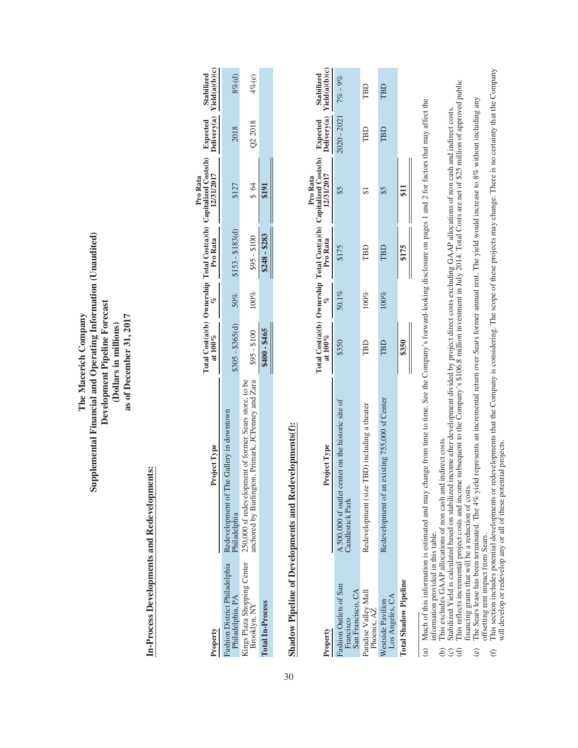# The Macerich Company
# Supplemental Financial and Operating Information (Unaudited)
# Development Pipeline Forecast
## (Dollars in millions)
## as of December 31, 2017

### In-Process Developments and Redevelopments:

| Property | Project Type | Total Cost(a)(b) at 100% | Ownership % | Total Cost(a)(b) Pro Rata | Pro Rata Capitalized Costs(b) 12/31/2017 | Expected Delivery(a) | Stabilized Yield(a)(b)(c) |
|---|---|---|---|---|---|---|---|
| Fashion District Philadelphia Philadelphia, PA | Redevelopment of The Gallery in downtown Philadelphia | $305 - $365(d) | 50% | $153 - $183(d) | $127 | 2018 | 8%(d) |
| Kings Plaza Shopping Center Brooklyn, NY | 250,000 sf redevelopment of former Sears store, to be anchored by Burlington, Primark, JCPenney and Zara | $95 - $100 | 100% | $95 - $100 | $ 64 | Q2 2018 | 4%(e) |
| **Total In-Process** | | **$400 - $465** | | **$248 - $283** | **$191** | | |

### Shadow Pipeline of Developments and Redevelopments(f):

| Property | Project Type | Total Cost(a)(b) at 100% | Ownership % | Total Cost(a)(b) Pro Rata | Pro Rata Capitalized Costs(b) 12/31/2017 | Expected Delivery(a) | Stabilized Yield(a)(b)(c) |
|---|---|---|---|---|---|---|---|
| Fashion Outlets of San Francisco San Francisco, CA | A 500,000 sf outlet center on the historic site of Candlestick Park | $350 | 50.1% | $175 | $5 | 2020 - 2021 | 7% - 9% |
| Paradise Valley Mall Phoenix, AZ | Redevelopment (size TBD) including a theater | TBD | 100% | TBD | $1 | TBD | TBD |
| Westside Pavilion Los Angeles, CA | Redevelopment of an existing 755,000 sf Center | TBD | 100% | TBD | $5 | TBD | TBD |
| **Total Shadow Pipeline** | | **$350** | | **$175** | **$11** | | |

(a) Much of this information is estimated and may change from time to time. See the Company's forward-looking disclosure on pages 1 and 2 for factors that may affect the information provided in this table.
(b) This excludes GAAP allocations of non cash and indirect costs.
(c) Stabilized Yield is calculated based on stabilized income after development divided by project direct costs excluding GAAP allocations of non cash and indirect costs.
(d) This reflects incremental project costs and income subsequent to the Company's $106.8 million investment in July 2014. Total Costs are net of $25 million of approved public financing grants that will be a reduction of costs.
(e) The Sears lease has been terminated. The 4% yield represents an incremental return over Sears former annual rent. The yield would increase to 8% without including any offsetting rent impact from Sears.
(f) This section includes potential developments or redevelopments that the Company is considering. The scope of these projects may change. There is no certainty that the Company will develop or redevelop any or all of these potential projects.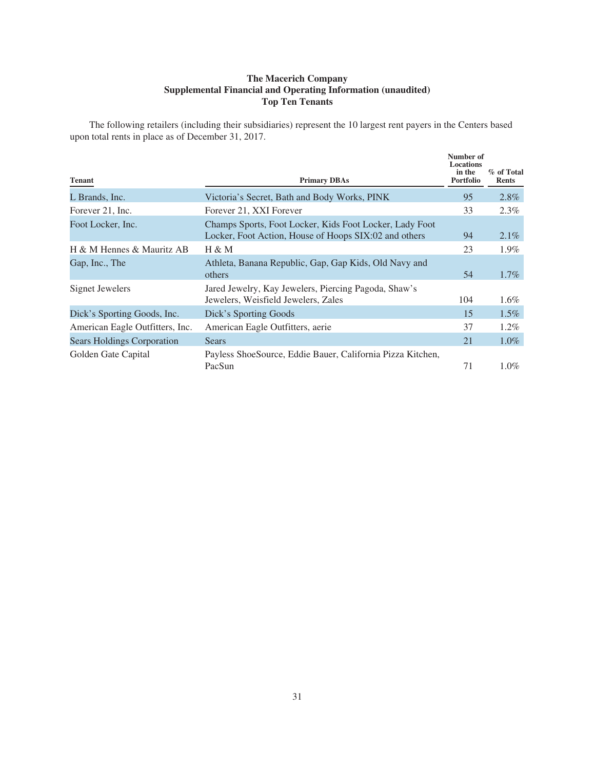**The Macerich Company**
**Supplemental Financial and Operating Information (unaudited)**
**Top Ten Tenants**

The following retailers (including their subsidiaries) represent the 10 largest rent payers in the Centers based upon total rents in place as of December 31, 2017.

| Tenant | Primary DBAs | Number of Locations in the Portfolio | % of Total Rents |
|---|---|---|---|
| L Brands, Inc. | Victoria's Secret, Bath and Body Works, PINK | 95 | 2.8% |
| Forever 21, Inc. | Forever 21, XXI Forever | 33 | 2.3% |
| Foot Locker, Inc. | Champs Sports, Foot Locker, Kids Foot Locker, Lady Foot Locker, Foot Action, House of Hoops SIX:02 and others | 94 | 2.1% |
| H & M Hennes & Mauritz AB | H & M | 23 | 1.9% |
| Gap, Inc., The | Athleta, Banana Republic, Gap, Gap Kids, Old Navy and others | 54 | 1.7% |
| Signet Jewelers | Jared Jewelry, Kay Jewelers, Piercing Pagoda, Shaw's Jewelers, Weisfield Jewelers, Zales | 104 | 1.6% |
| Dick's Sporting Goods, Inc. | Dick's Sporting Goods | 15 | 1.5% |
| American Eagle Outfitters, Inc. | American Eagle Outfitters, aerie | 37 | 1.2% |
| Sears Holdings Corporation | Sears | 21 | 1.0% |
| Golden Gate Capital | Payless ShoeSource, Eddie Bauer, California Pizza Kitchen, PacSun | 71 | 1.0% |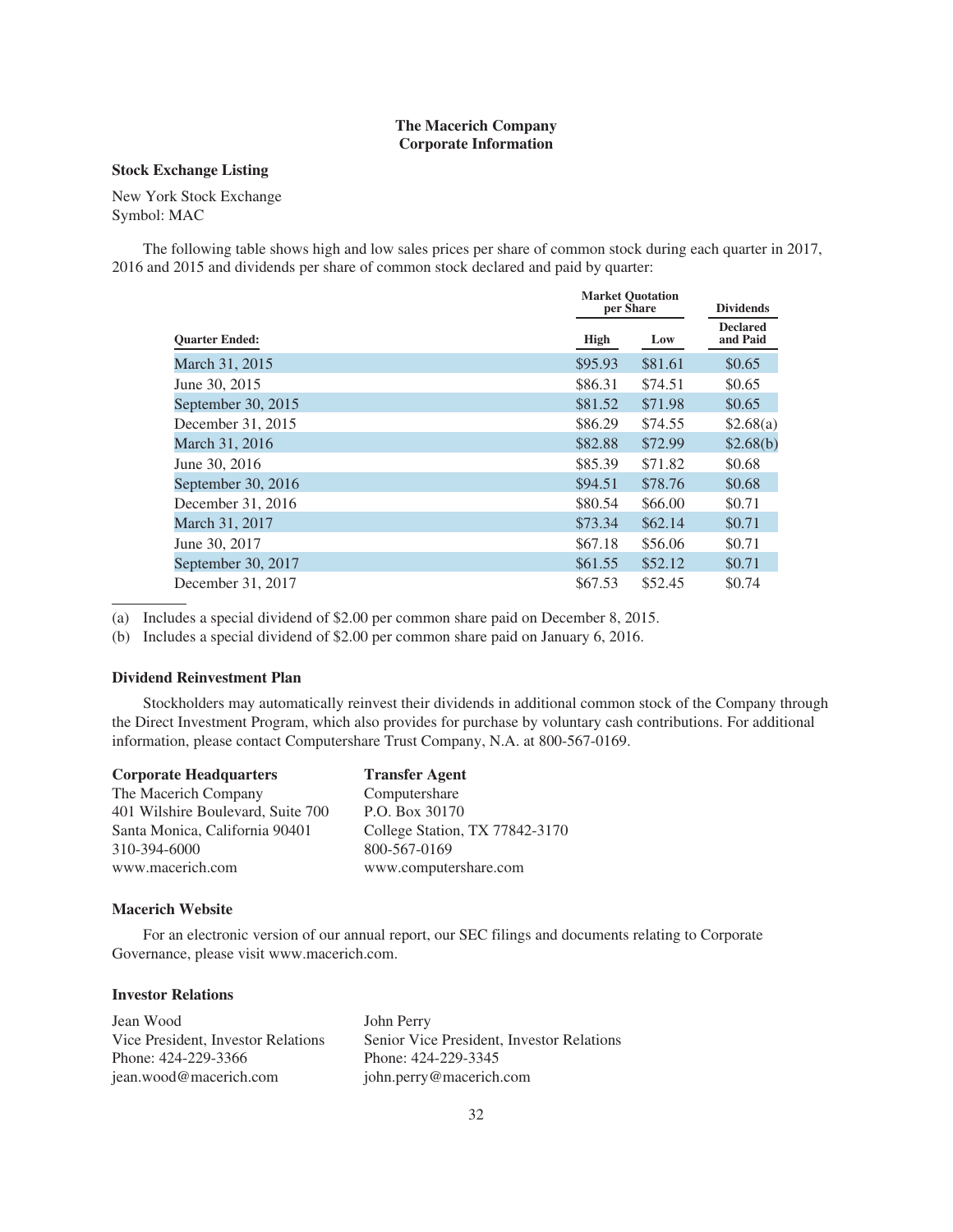## The Macerich Company
## Corporate Information

### Stock Exchange Listing

New York Stock Exchange
Symbol: MAC

The following table shows high and low sales prices per share of common stock during each quarter in 2017, 2016 and 2015 and dividends per share of common stock declared and paid by quarter:

| | Market Quotation per Share | | Dividends |
|---|---|---|---|
| Quarter Ended: | High | Low | Declared and Paid |
| March 31, 2015 | $95.93 | $81.61 | $0.65 |
| June 30, 2015 | $86.31 | $74.51 | $0.65 |
| September 30, 2015 | $81.52 | $71.98 | $0.65 |
| December 31, 2015 | $86.29 | $74.55 | $2.68(a) |
| March 31, 2016 | $82.88 | $72.99 | $2.68(b) |
| June 30, 2016 | $85.39 | $71.82 | $0.68 |
| September 30, 2016 | $94.51 | $78.76 | $0.68 |
| December 31, 2016 | $80.54 | $66.00 | $0.71 |
| March 31, 2017 | $73.34 | $62.14 | $0.71 |
| June 30, 2017 | $67.18 | $56.06 | $0.71 |
| September 30, 2017 | $61.55 | $52.12 | $0.71 |
| December 31, 2017 | $67.53 | $52.45 | $0.74 |

(a) Includes a special dividend of $2.00 per common share paid on December 8, 2015.

(b) Includes a special dividend of $2.00 per common share paid on January 6, 2016.

### Dividend Reinvestment Plan

Stockholders may automatically reinvest their dividends in additional common stock of the Company through the Direct Investment Program, which also provides for purchase by voluntary cash contributions. For additional information, please contact Computershare Trust Company, N.A. at 800-567-0169.

**Corporate Headquarters**
The Macerich Company
401 Wilshire Boulevard, Suite 700
Santa Monica, California 90401
310-394-6000
www.macerich.com

**Transfer Agent**
Computershare
P.O. Box 30170
College Station, TX 77842-3170
800-567-0169
www.computershare.com

### Macerich Website

For an electronic version of our annual report, our SEC filings and documents relating to Corporate Governance, please visit www.macerich.com.

### Investor Relations

Jean Wood
Vice President, Investor Relations
Phone: 424-229-3366
jean.wood@macerich.com

John Perry
Senior Vice President, Investor Relations
Phone: 424-229-3345
john.perry@macerich.com